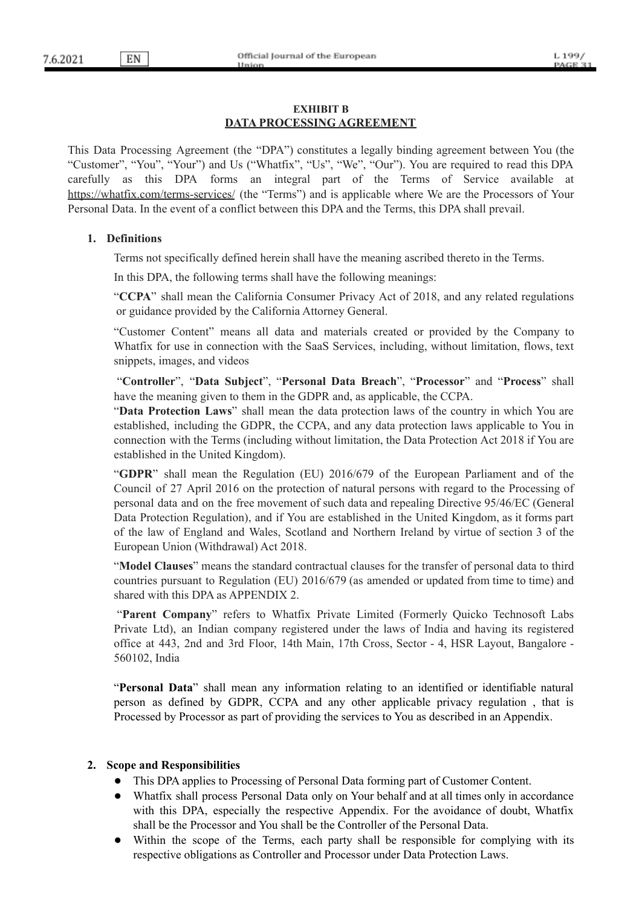**EXHIBIT B**

**DATA PROCESSING AGREEMENT**

This Data Processing Agreement (the "DPA") constitutes a legally binding agreement between You (the "Customer", "You", "Your") and Us ("Whatfix", "Us", "We", "Our"). You are required to read this DPA carefully as this DPA forms an integral part of the Terms of Service available at https://whatfix.com/terms-services/ (the "Terms") and is applicable where We are the Processors of Your Personal Data. In the event of a conflict between this DPA and the Terms, this DPA shall prevail.

1. **Definitions**

Terms not specifically defined herein shall have the meaning ascribed thereto in the Terms.

In this DPA, the following terms shall have the following meanings:

"**CCPA**" shall mean the California Consumer Privacy Act of 2018, and any related regulations or guidance provided by the California Attorney General.

"Customer Content" means all data and materials created or provided by the Company to Whatfix for use in connection with the SaaS Services, including, without limitation, flows, text snippets, images, and videos

"**Controller**", "**Data Subject**", "**Personal Data Breach**", "**Processor**" and "**Process**" shall have the meaning given to them in the GDPR and, as applicable, the CCPA.

"**Data Protection Laws**" shall mean the data protection laws of the country in which You are established, including the GDPR, the CCPA, and any data protection laws applicable to You in connection with the Terms (including without limitation, the Data Protection Act 2018 if You are established in the United Kingdom).

"**GDPR**" shall mean the Regulation (EU) 2016/679 of the European Parliament and of the Council of 27 April 2016 on the protection of natural persons with regard to the Processing of personal data and on the free movement of such data and repealing Directive 95/46/EC (General Data Protection Regulation), and if You are established in the United Kingdom, as it forms part of the law of England and Wales, Scotland and Northern Ireland by virtue of section 3 of the European Union (Withdrawal) Act 2018.

"**Model Clauses**" means the standard contractual clauses for the transfer of personal data to third countries pursuant to Regulation (EU) 2016/679 (as amended or updated from time to time) and shared with this DPA as APPENDIX 2.

"**Parent Company**" refers to Whatfix Private Limited (Formerly Quicko Technosoft Labs Private Ltd), an Indian company registered under the laws of India and having its registered office at 443, 2nd and 3rd Floor, 14th Main, 17th Cross, Sector - 4, HSR Layout, Bangalore - 560102, India

"**Personal Data**" shall mean any information relating to an identified or identifiable natural person as defined by GDPR, CCPA and any other applicable privacy regulation , that is Processed by Processor as part of providing the services to You as described in an Appendix.

2. **Scope and Responsibilities**

- This DPA applies to Processing of Personal Data forming part of Customer Content.
- Whatfix shall process Personal Data only on Your behalf and at all times only in accordance with this DPA, especially the respective Appendix. For the avoidance of doubt, Whatfix shall be the Processor and You shall be the Controller of the Personal Data.
- Within the scope of the Terms, each party shall be responsible for complying with its respective obligations as Controller and Processor under Data Protection Laws.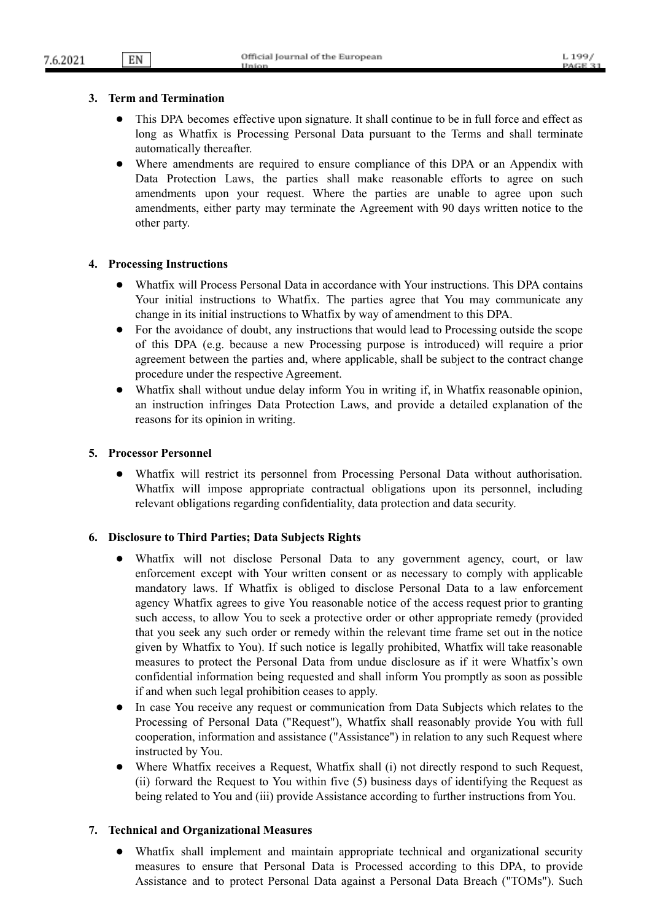## 3. Term and Termination

- This DPA becomes effective upon signature. It shall continue to be in full force and effect as long as Whatfix is Processing Personal Data pursuant to the Terms and shall terminate automatically thereafter.
- Where amendments are required to ensure compliance of this DPA or an Appendix with Data Protection Laws, the parties shall make reasonable efforts to agree on such amendments upon your request. Where the parties are unable to agree upon such amendments, either party may terminate the Agreement with 90 days written notice to the other party.

## 4. Processing Instructions

- Whatfix will Process Personal Data in accordance with Your instructions. This DPA contains Your initial instructions to Whatfix. The parties agree that You may communicate any change in its initial instructions to Whatfix by way of amendment to this DPA.
- For the avoidance of doubt, any instructions that would lead to Processing outside the scope of this DPA (e.g. because a new Processing purpose is introduced) will require a prior agreement between the parties and, where applicable, shall be subject to the contract change procedure under the respective Agreement.
- Whatfix shall without undue delay inform You in writing if, in Whatfix reasonable opinion, an instruction infringes Data Protection Laws, and provide a detailed explanation of the reasons for its opinion in writing.

## 5. Processor Personnel

- Whatfix will restrict its personnel from Processing Personal Data without authorisation. Whatfix will impose appropriate contractual obligations upon its personnel, including relevant obligations regarding confidentiality, data protection and data security.

## 6. Disclosure to Third Parties; Data Subjects Rights

- Whatfix will not disclose Personal Data to any government agency, court, or law enforcement except with Your written consent or as necessary to comply with applicable mandatory laws. If Whatfix is obliged to disclose Personal Data to a law enforcement agency Whatfix agrees to give You reasonable notice of the access request prior to granting such access, to allow You to seek a protective order or other appropriate remedy (provided that you seek any such order or remedy within the relevant time frame set out in the notice given by Whatfix to You). If such notice is legally prohibited, Whatfix will take reasonable measures to protect the Personal Data from undue disclosure as if it were Whatfix's own confidential information being requested and shall inform You promptly as soon as possible if and when such legal prohibition ceases to apply.
- In case You receive any request or communication from Data Subjects which relates to the Processing of Personal Data ("Request"), Whatfix shall reasonably provide You with full cooperation, information and assistance ("Assistance") in relation to any such Request where instructed by You.
- Where Whatfix receives a Request, Whatfix shall (i) not directly respond to such Request, (ii) forward the Request to You within five (5) business days of identifying the Request as being related to You and (iii) provide Assistance according to further instructions from You.

## 7. Technical and Organizational Measures

- Whatfix shall implement and maintain appropriate technical and organizational security measures to ensure that Personal Data is Processed according to this DPA, to provide Assistance and to protect Personal Data against a Personal Data Breach ("TOMs"). Such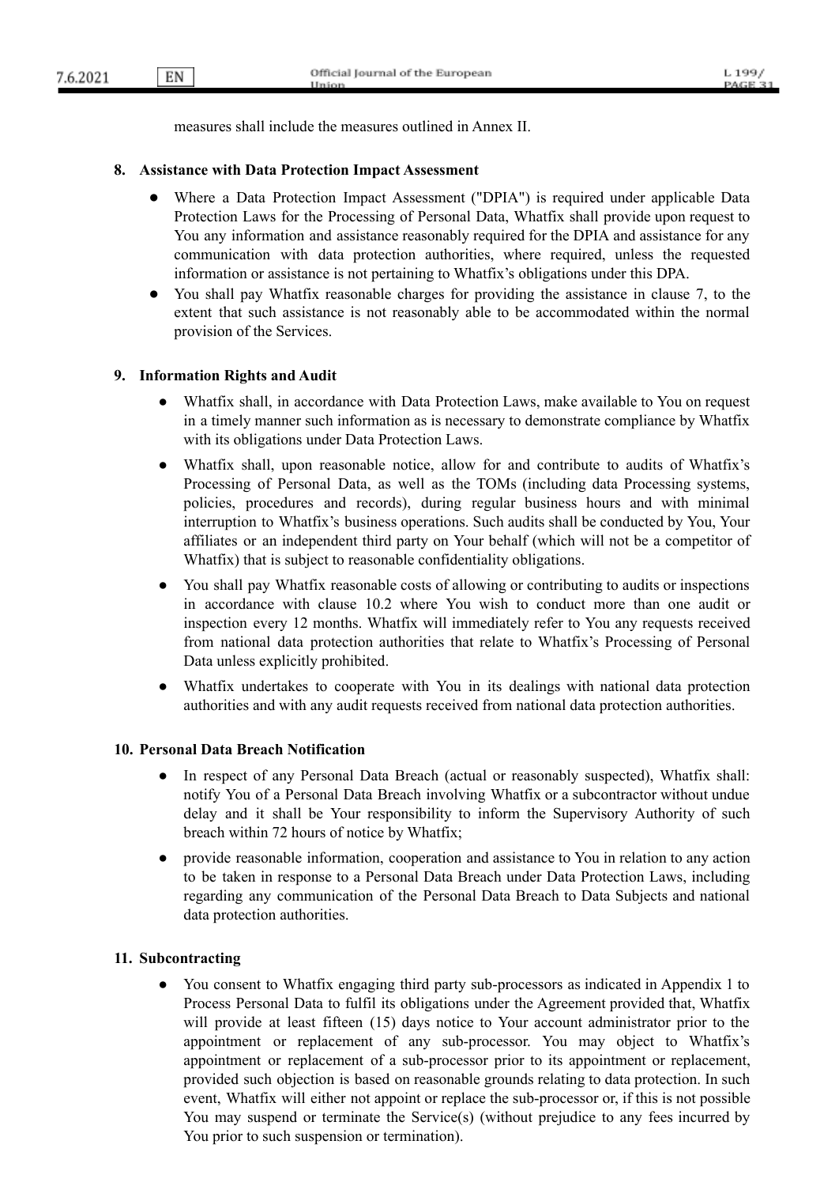measures shall include the measures outlined in Annex II.

**8. Assistance with Data Protection Impact Assessment**

- Where a Data Protection Impact Assessment ("DPIA") is required under applicable Data Protection Laws for the Processing of Personal Data, Whatfix shall provide upon request to You any information and assistance reasonably required for the DPIA and assistance for any communication with data protection authorities, where required, unless the requested information or assistance is not pertaining to Whatfix's obligations under this DPA.
- You shall pay Whatfix reasonable charges for providing the assistance in clause 7, to the extent that such assistance is not reasonably able to be accommodated within the normal provision of the Services.

**9. Information Rights and Audit**

- Whatfix shall, in accordance with Data Protection Laws, make available to You on request in a timely manner such information as is necessary to demonstrate compliance by Whatfix with its obligations under Data Protection Laws.
- Whatfix shall, upon reasonable notice, allow for and contribute to audits of Whatfix's Processing of Personal Data, as well as the TOMs (including data Processing systems, policies, procedures and records), during regular business hours and with minimal interruption to Whatfix's business operations. Such audits shall be conducted by You, Your affiliates or an independent third party on Your behalf (which will not be a competitor of Whatfix) that is subject to reasonable confidentiality obligations.
- You shall pay Whatfix reasonable costs of allowing or contributing to audits or inspections in accordance with clause 10.2 where You wish to conduct more than one audit or inspection every 12 months. Whatfix will immediately refer to You any requests received from national data protection authorities that relate to Whatfix's Processing of Personal Data unless explicitly prohibited.
- Whatfix undertakes to cooperate with You in its dealings with national data protection authorities and with any audit requests received from national data protection authorities.

**10. Personal Data Breach Notification**

- In respect of any Personal Data Breach (actual or reasonably suspected), Whatfix shall: notify You of a Personal Data Breach involving Whatfix or a subcontractor without undue delay and it shall be Your responsibility to inform the Supervisory Authority of such breach within 72 hours of notice by Whatfix;
- provide reasonable information, cooperation and assistance to You in relation to any action to be taken in response to a Personal Data Breach under Data Protection Laws, including regarding any communication of the Personal Data Breach to Data Subjects and national data protection authorities.

**11. Subcontracting**

- You consent to Whatfix engaging third party sub-processors as indicated in Appendix 1 to Process Personal Data to fulfil its obligations under the Agreement provided that, Whatfix will provide at least fifteen (15) days notice to Your account administrator prior to the appointment or replacement of any sub-processor. You may object to Whatfix's appointment or replacement of a sub-processor prior to its appointment or replacement, provided such objection is based on reasonable grounds relating to data protection. In such event, Whatfix will either not appoint or replace the sub-processor or, if this is not possible You may suspend or terminate the Service(s) (without prejudice to any fees incurred by You prior to such suspension or termination).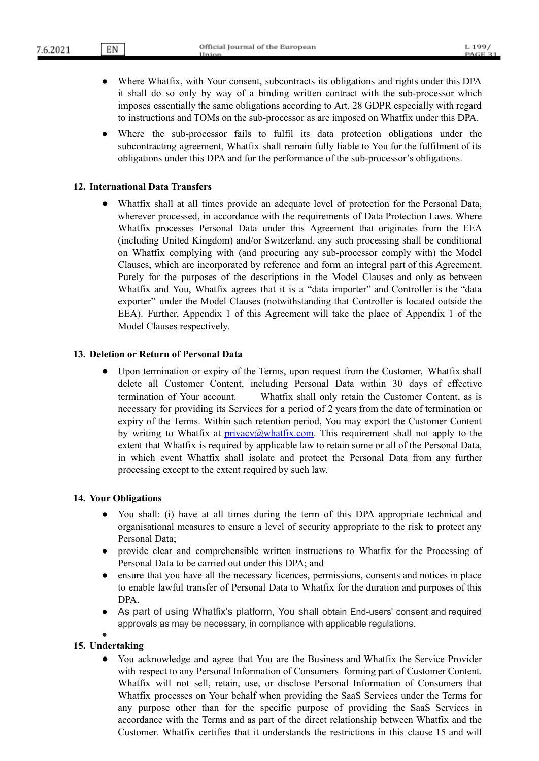- Where Whatfix, with Your consent, subcontracts its obligations and rights under this DPA it shall do so only by way of a binding written contract with the sub-processor which imposes essentially the same obligations according to Art. 28 GDPR especially with regard to instructions and TOMs on the sub-processor as are imposed on Whatfix under this DPA.
- Where the sub-processor fails to fulfil its data protection obligations under the subcontracting agreement, Whatfix shall remain fully liable to You for the fulfilment of its obligations under this DPA and for the performance of the sub-processor's obligations.

**12. International Data Transfers**

- Whatfix shall at all times provide an adequate level of protection for the Personal Data, wherever processed, in accordance with the requirements of Data Protection Laws. Where Whatfix processes Personal Data under this Agreement that originates from the EEA (including United Kingdom) and/or Switzerland, any such processing shall be conditional on Whatfix complying with (and procuring any sub-processor comply with) the Model Clauses, which are incorporated by reference and form an integral part of this Agreement. Purely for the purposes of the descriptions in the Model Clauses and only as between Whatfix and You, Whatfix agrees that it is a "data importer" and Controller is the "data exporter" under the Model Clauses (notwithstanding that Controller is located outside the EEA). Further, Appendix 1 of this Agreement will take the place of Appendix 1 of the Model Clauses respectively.

**13. Deletion or Return of Personal Data**

- Upon termination or expiry of the Terms, upon request from the Customer, Whatfix shall delete all Customer Content, including Personal Data within 30 days of effective termination of Your account. Whatfix shall only retain the Customer Content, as is necessary for providing its Services for a period of 2 years from the date of termination or expiry of the Terms. Within such retention period, You may export the Customer Content by writing to Whatfix at privacy@whatfix.com. This requirement shall not apply to the extent that Whatfix is required by applicable law to retain some or all of the Personal Data, in which event Whatfix shall isolate and protect the Personal Data from any further processing except to the extent required by such law.

**14. Your Obligations**

- You shall: (i) have at all times during the term of this DPA appropriate technical and organisational measures to ensure a level of security appropriate to the risk to protect any Personal Data;
- provide clear and comprehensible written instructions to Whatfix for the Processing of Personal Data to be carried out under this DPA; and
- ensure that you have all the necessary licences, permissions, consents and notices in place to enable lawful transfer of Personal Data to Whatfix for the duration and purposes of this DPA.
- As part of using Whatfix's platform, You shall obtain End-users' consent and required approvals as may be necessary, in compliance with applicable regulations.

**15. Undertaking**

- You acknowledge and agree that You are the Business and Whatfix the Service Provider with respect to any Personal Information of Consumers forming part of Customer Content. Whatfix will not sell, retain, use, or disclose Personal Information of Consumers that Whatfix processes on Your behalf when providing the SaaS Services under the Terms for any purpose other than for the specific purpose of providing the SaaS Services in accordance with the Terms and as part of the direct relationship between Whatfix and the Customer. Whatfix certifies that it understands the restrictions in this clause 15 and will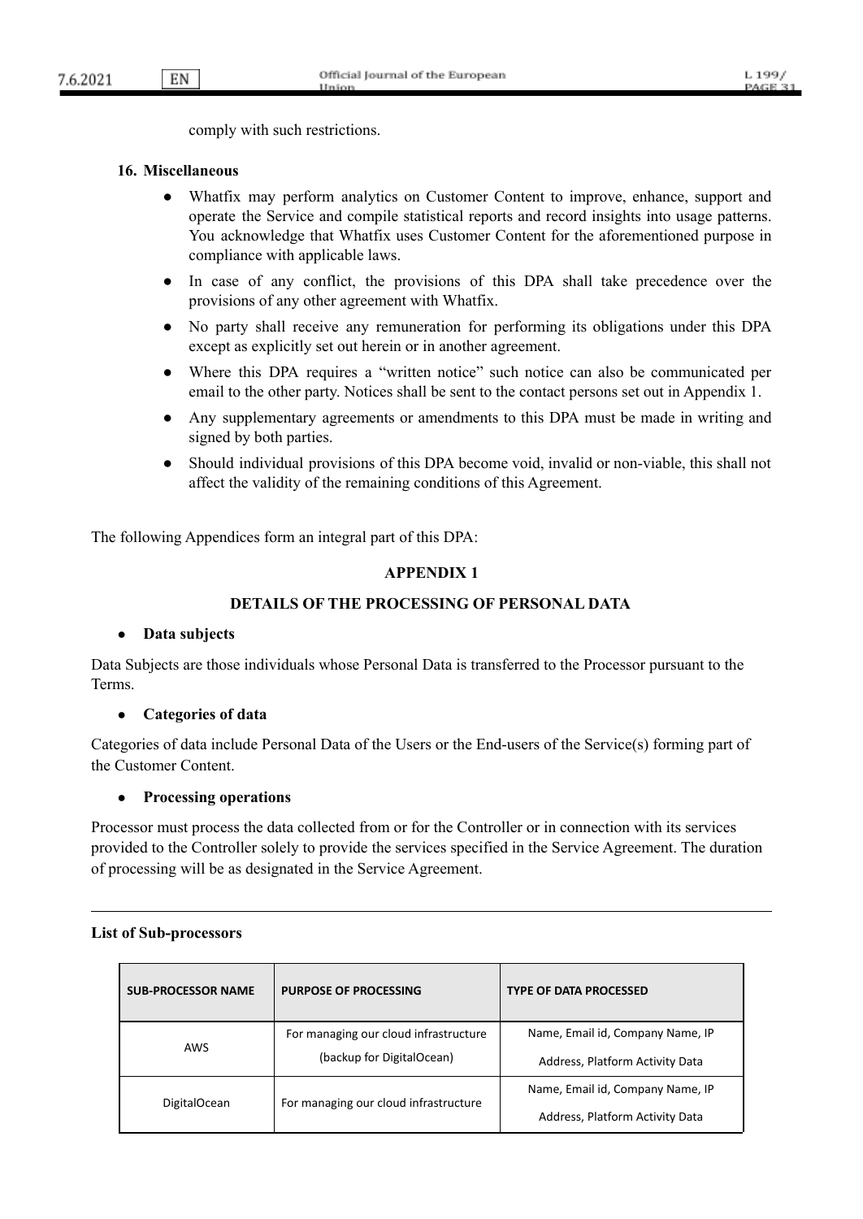comply with such restrictions.

## 16. Miscellaneous

- Whatfix may perform analytics on Customer Content to improve, enhance, support and operate the Service and compile statistical reports and record insights into usage patterns. You acknowledge that Whatfix uses Customer Content for the aforementioned purpose in compliance with applicable laws.
- In case of any conflict, the provisions of this DPA shall take precedence over the provisions of any other agreement with Whatfix.
- No party shall receive any remuneration for performing its obligations under this DPA except as explicitly set out herein or in another agreement.
- Where this DPA requires a "written notice" such notice can also be communicated per email to the other party. Notices shall be sent to the contact persons set out in Appendix 1.
- Any supplementary agreements or amendments to this DPA must be made in writing and signed by both parties.
- Should individual provisions of this DPA become void, invalid or non-viable, this shall not affect the validity of the remaining conditions of this Agreement.

The following Appendices form an integral part of this DPA:

## APPENDIX 1

### DETAILS OF THE PROCESSING OF PERSONAL DATA

- **Data subjects**

Data Subjects are those individuals whose Personal Data is transferred to the Processor pursuant to the Terms.

- **Categories of data**

Categories of data include Personal Data of the Users or the End-users of the Service(s) forming part of the Customer Content.

- **Processing operations**

Processor must process the data collected from or for the Controller or in connection with its services provided to the Controller solely to provide the services specified in the Service Agreement. The duration of processing will be as designated in the Service Agreement.

---

**List of Sub-processors**

| SUB-PROCESSOR NAME | PURPOSE OF PROCESSING | TYPE OF DATA PROCESSED |
|---|---|---|
| AWS | For managing our cloud infrastructure (backup for DigitalOcean) | Name, Email id, Company Name, IP Address, Platform Activity Data |
| DigitalOcean | For managing our cloud infrastructure | Name, Email id, Company Name, IP Address, Platform Activity Data |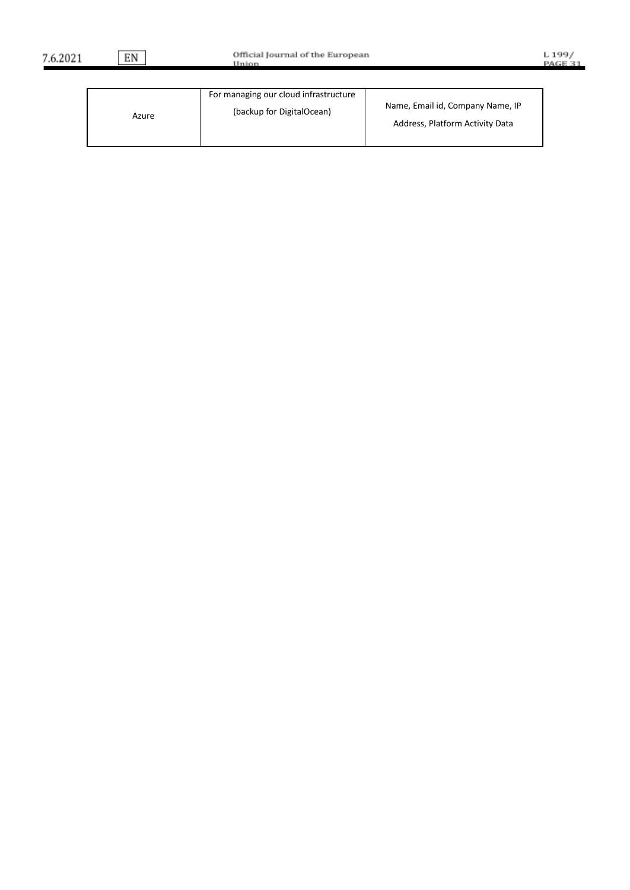| Azure | For managing our cloud infrastructure (backup for DigitalOcean) | Name, Email id, Company Name, IP Address, Platform Activity Data |
|---|---|---|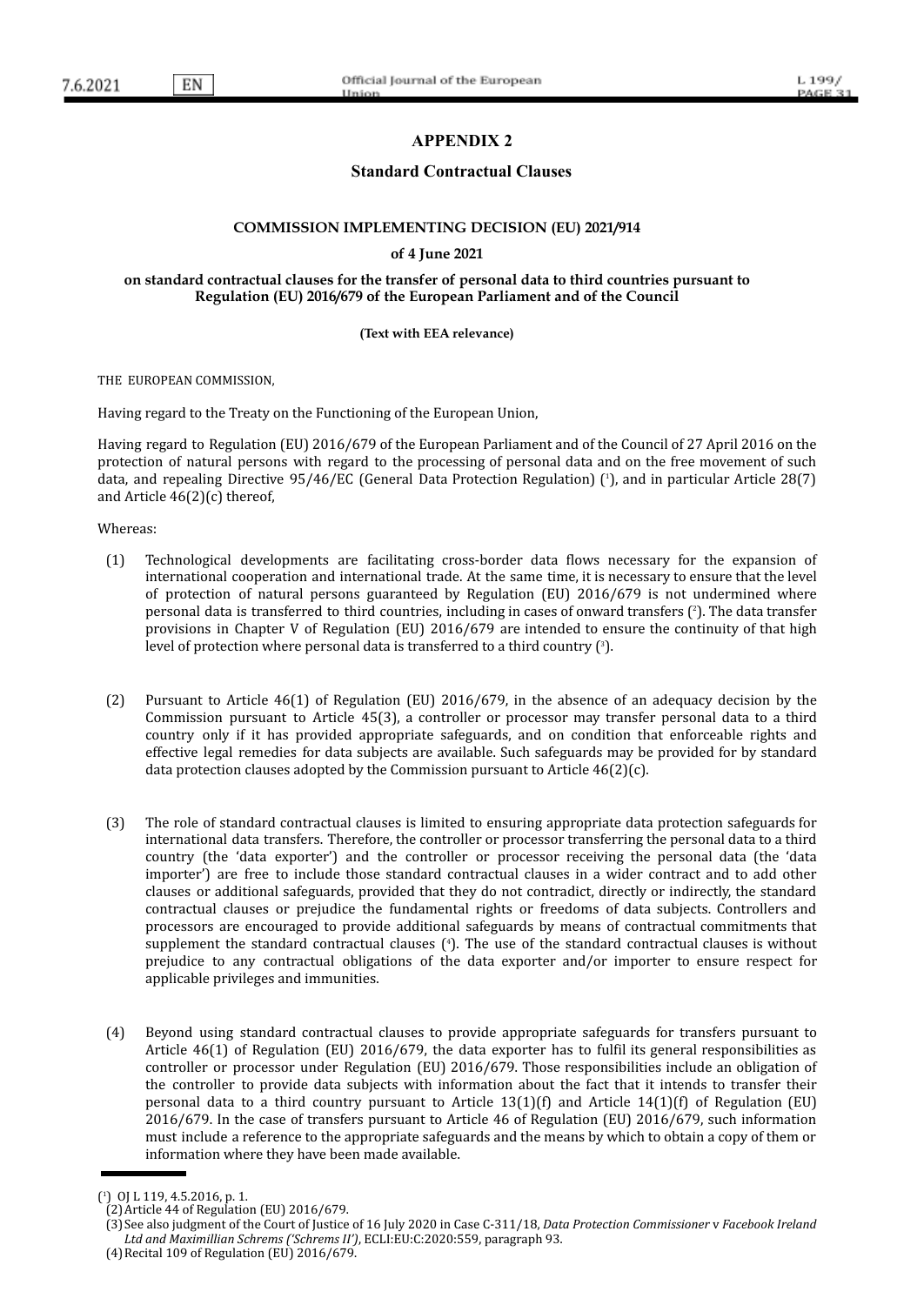## APPENDIX 2

### Standard Contractual Clauses

**COMMISSION IMPLEMENTING DECISION (EU) 2021/914**

**of 4 June 2021**

**on standard contractual clauses for the transfer of personal data to third countries pursuant to Regulation (EU) 2016/679 of the European Parliament and of the Council**

**(Text with EEA relevance)**

THE EUROPEAN COMMISSION,

Having regard to the Treaty on the Functioning of the European Union,

Having regard to Regulation (EU) 2016/679 of the European Parliament and of the Council of 27 April 2016 on the protection of natural persons with regard to the processing of personal data and on the free movement of such data, and repealing Directive 95/46/EC (General Data Protection Regulation) ([1]), and in particular Article 28(7) and Article 46(2)(c) thereof,

Whereas:

(1) Technological developments are facilitating cross-border data flows necessary for the expansion of international cooperation and international trade. At the same time, it is necessary to ensure that the level of protection of natural persons guaranteed by Regulation (EU) 2016/679 is not undermined where personal data is transferred to third countries, including in cases of onward transfers ([2]). The data transfer provisions in Chapter V of Regulation (EU) 2016/679 are intended to ensure the continuity of that high level of protection where personal data is transferred to a third country ([3]).

(2) Pursuant to Article 46(1) of Regulation (EU) 2016/679, in the absence of an adequacy decision by the Commission pursuant to Article 45(3), a controller or processor may transfer personal data to a third country only if it has provided appropriate safeguards, and on condition that enforceable rights and effective legal remedies for data subjects are available. Such safeguards may be provided for by standard data protection clauses adopted by the Commission pursuant to Article 46(2)(c).

(3) The role of standard contractual clauses is limited to ensuring appropriate data protection safeguards for international data transfers. Therefore, the controller or processor transferring the personal data to a third country (the 'data exporter') and the controller or processor receiving the personal data (the 'data importer') are free to include those standard contractual clauses in a wider contract and to add other clauses or additional safeguards, provided that they do not contradict, directly or indirectly, the standard contractual clauses or prejudice the fundamental rights or freedoms of data subjects. Controllers and processors are encouraged to provide additional safeguards by means of contractual commitments that supplement the standard contractual clauses ([4]). The use of the standard contractual clauses is without prejudice to any contractual obligations of the data exporter and/or importer to ensure respect for applicable privileges and immunities.

(4) Beyond using standard contractual clauses to provide appropriate safeguards for transfers pursuant to Article 46(1) of Regulation (EU) 2016/679, the data exporter has to fulfil its general responsibilities as controller or processor under Regulation (EU) 2016/679. Those responsibilities include an obligation of the controller to provide data subjects with information about the fact that it intends to transfer their personal data to a third country pursuant to Article 13(1)(f) and Article 14(1)(f) of Regulation (EU) 2016/679. In the case of transfers pursuant to Article 46 of Regulation (EU) 2016/679, such information must include a reference to the appropriate safeguards and the means by which to obtain a copy of them or information where they have been made available.

---

([1]) OJ L 119, 4.5.2016, p. 1.

([2]) Article 44 of Regulation (EU) 2016/679.

([3]) See also judgment of the Court of Justice of 16 July 2020 in Case C-311/18, *Data Protection Commissioner* v *Facebook Ireland Ltd and Maximillian Schrems ('Schrems II')*, ECLI:EU:C:2020:559, paragraph 93.

([4]) Recital 109 of Regulation (EU) 2016/679.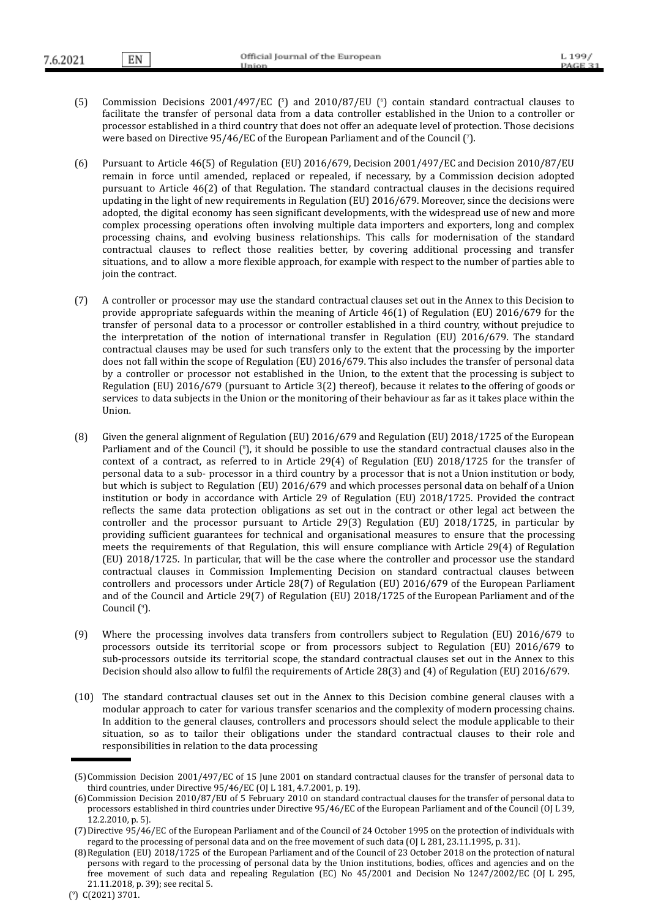(5) Commission Decisions 2001/497/EC ([5]) and 2010/87/EU ([6]) contain standard contractual clauses to facilitate the transfer of personal data from a data controller established in the Union to a controller or processor established in a third country that does not offer an adequate level of protection. Those decisions were based on Directive 95/46/EC of the European Parliament and of the Council ([7]).

(6) Pursuant to Article 46(5) of Regulation (EU) 2016/679, Decision 2001/497/EC and Decision 2010/87/EU remain in force until amended, replaced or repealed, if necessary, by a Commission decision adopted pursuant to Article 46(2) of that Regulation. The standard contractual clauses in the decisions required updating in the light of new requirements in Regulation (EU) 2016/679. Moreover, since the decisions were adopted, the digital economy has seen significant developments, with the widespread use of new and more complex processing operations often involving multiple data importers and exporters, long and complex processing chains, and evolving business relationships. This calls for modernisation of the standard contractual clauses to reflect those realities better, by covering additional processing and transfer situations, and to allow a more flexible approach, for example with respect to the number of parties able to join the contract.

(7) A controller or processor may use the standard contractual clauses set out in the Annex to this Decision to provide appropriate safeguards within the meaning of Article 46(1) of Regulation (EU) 2016/679 for the transfer of personal data to a processor or controller established in a third country, without prejudice to the interpretation of the notion of international transfer in Regulation (EU) 2016/679. The standard contractual clauses may be used for such transfers only to the extent that the processing by the importer does not fall within the scope of Regulation (EU) 2016/679. This also includes the transfer of personal data by a controller or processor not established in the Union, to the extent that the processing is subject to Regulation (EU) 2016/679 (pursuant to Article 3(2) thereof), because it relates to the offering of goods or services to data subjects in the Union or the monitoring of their behaviour as far as it takes place within the Union.

(8) Given the general alignment of Regulation (EU) 2016/679 and Regulation (EU) 2018/1725 of the European Parliament and of the Council ([8]), it should be possible to use the standard contractual clauses also in the context of a contract, as referred to in Article 29(4) of Regulation (EU) 2018/1725 for the transfer of personal data to a sub- processor in a third country by a processor that is not a Union institution or body, but which is subject to Regulation (EU) 2016/679 and which processes personal data on behalf of a Union institution or body in accordance with Article 29 of Regulation (EU) 2018/1725. Provided the contract reflects the same data protection obligations as set out in the contract or other legal act between the controller and the processor pursuant to Article 29(3) Regulation (EU) 2018/1725, in particular by providing sufficient guarantees for technical and organisational measures to ensure that the processing meets the requirements of that Regulation, this will ensure compliance with Article 29(4) of Regulation (EU) 2018/1725. In particular, that will be the case where the controller and processor use the standard contractual clauses in Commission Implementing Decision on standard contractual clauses between controllers and processors under Article 28(7) of Regulation (EU) 2016/679 of the European Parliament and of the Council and Article 29(7) of Regulation (EU) 2018/1725 of the European Parliament and of the Council ([9]).

(9) Where the processing involves data transfers from controllers subject to Regulation (EU) 2016/679 to processors outside its territorial scope or from processors subject to Regulation (EU) 2016/679 to sub-processors outside its territorial scope, the standard contractual clauses set out in the Annex to this Decision should also allow to fulfil the requirements of Article 28(3) and (4) of Regulation (EU) 2016/679.

(10) The standard contractual clauses set out in the Annex to this Decision combine general clauses with a modular approach to cater for various transfer scenarios and the complexity of modern processing chains. In addition to the general clauses, controllers and processors should select the module applicable to their situation, so as to tailor their obligations under the standard contractual clauses to their role and responsibilities in relation to the data processing

---

(5) Commission Decision 2001/497/EC of 15 June 2001 on standard contractual clauses for the transfer of personal data to third countries, under Directive 95/46/EC (OJ L 181, 4.7.2001, p. 19).

(6) Commission Decision 2010/87/EU of 5 February 2010 on standard contractual clauses for the transfer of personal data to processors established in third countries under Directive 95/46/EC of the European Parliament and of the Council (OJ L 39, 12.2.2010, p. 5).

(7) Directive 95/46/EC of the European Parliament and of the Council of 24 October 1995 on the protection of individuals with regard to the processing of personal data and on the free movement of such data (OJ L 281, 23.11.1995, p. 31).

(8) Regulation (EU) 2018/1725 of the European Parliament and of the Council of 23 October 2018 on the protection of natural persons with regard to the processing of personal data by the Union institutions, bodies, offices and agencies and on the free movement of such data and repealing Regulation (EC) No 45/2001 and Decision No 1247/2002/EC (OJ L 295, 21.11.2018, p. 39); see recital 5.

(9) C(2021) 3701.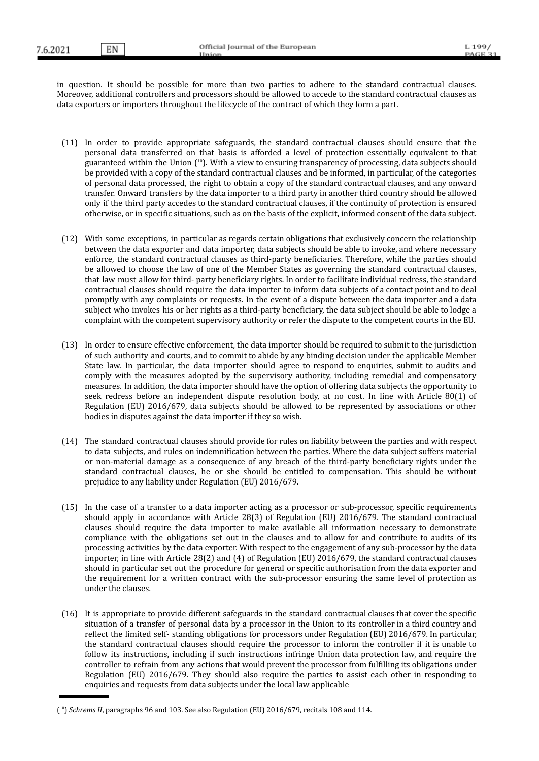in question. It should be possible for more than two parties to adhere to the standard contractual clauses. Moreover, additional controllers and processors should be allowed to accede to the standard contractual clauses as data exporters or importers throughout the lifecycle of the contract of which they form a part.

(11) In order to provide appropriate safeguards, the standard contractual clauses should ensure that the personal data transferred on that basis is afforded a level of protection essentially equivalent to that guaranteed within the Union ([10]). With a view to ensuring transparency of processing, data subjects should be provided with a copy of the standard contractual clauses and be informed, in particular, of the categories of personal data processed, the right to obtain a copy of the standard contractual clauses, and any onward transfer. Onward transfers by the data importer to a third party in another third country should be allowed only if the third party accedes to the standard contractual clauses, if the continuity of protection is ensured otherwise, or in specific situations, such as on the basis of the explicit, informed consent of the data subject.

(12) With some exceptions, in particular as regards certain obligations that exclusively concern the relationship between the data exporter and data importer, data subjects should be able to invoke, and where necessary enforce, the standard contractual clauses as third-party beneficiaries. Therefore, while the parties should be allowed to choose the law of one of the Member States as governing the standard contractual clauses, that law must allow for third- party beneficiary rights. In order to facilitate individual redress, the standard contractual clauses should require the data importer to inform data subjects of a contact point and to deal promptly with any complaints or requests. In the event of a dispute between the data importer and a data subject who invokes his or her rights as a third-party beneficiary, the data subject should be able to lodge a complaint with the competent supervisory authority or refer the dispute to the competent courts in the EU.

(13) In order to ensure effective enforcement, the data importer should be required to submit to the jurisdiction of such authority and courts, and to commit to abide by any binding decision under the applicable Member State law. In particular, the data importer should agree to respond to enquiries, submit to audits and comply with the measures adopted by the supervisory authority, including remedial and compensatory measures. In addition, the data importer should have the option of offering data subjects the opportunity to seek redress before an independent dispute resolution body, at no cost. In line with Article 80(1) of Regulation (EU) 2016/679, data subjects should be allowed to be represented by associations or other bodies in disputes against the data importer if they so wish.

(14) The standard contractual clauses should provide for rules on liability between the parties and with respect to data subjects, and rules on indemnification between the parties. Where the data subject suffers material or non-material damage as a consequence of any breach of the third-party beneficiary rights under the standard contractual clauses, he or she should be entitled to compensation. This should be without prejudice to any liability under Regulation (EU) 2016/679.

(15) In the case of a transfer to a data importer acting as a processor or sub-processor, specific requirements should apply in accordance with Article 28(3) of Regulation (EU) 2016/679. The standard contractual clauses should require the data importer to make available all information necessary to demonstrate compliance with the obligations set out in the clauses and to allow for and contribute to audits of its processing activities by the data exporter. With respect to the engagement of any sub-processor by the data importer, in line with Article 28(2) and (4) of Regulation (EU) 2016/679, the standard contractual clauses should in particular set out the procedure for general or specific authorisation from the data exporter and the requirement for a written contract with the sub-processor ensuring the same level of protection as under the clauses.

(16) It is appropriate to provide different safeguards in the standard contractual clauses that cover the specific situation of a transfer of personal data by a processor in the Union to its controller in a third country and reflect the limited self- standing obligations for processors under Regulation (EU) 2016/679. In particular, the standard contractual clauses should require the processor to inform the controller if it is unable to follow its instructions, including if such instructions infringe Union data protection law, and require the controller to refrain from any actions that would prevent the processor from fulfilling its obligations under Regulation (EU) 2016/679. They should also require the parties to assist each other in responding to enquiries and requests from data subjects under the local law applicable

---

([10]) *Schrems II*, paragraphs 96 and 103. See also Regulation (EU) 2016/679, recitals 108 and 114.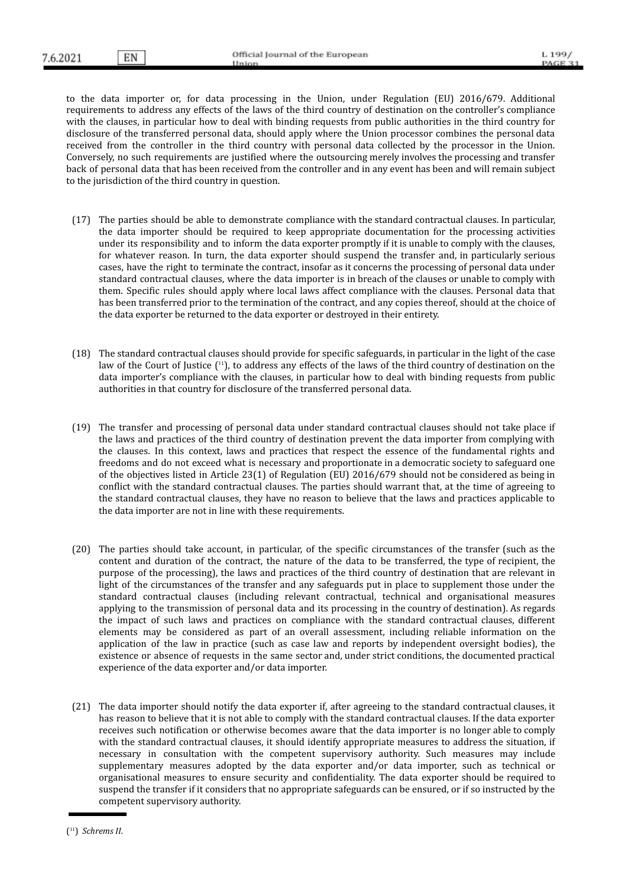to the data importer or, for data processing in the Union, under Regulation (EU) 2016/679. Additional requirements to address any effects of the laws of the third country of destination on the controller's compliance with the clauses, in particular how to deal with binding requests from public authorities in the third country for disclosure of the transferred personal data, should apply where the Union processor combines the personal data received from the controller in the third country with personal data collected by the processor in the Union. Conversely, no such requirements are justified where the outsourcing merely involves the processing and transfer back of personal data that has been received from the controller and in any event has been and will remain subject to the jurisdiction of the third country in question.

(17) The parties should be able to demonstrate compliance with the standard contractual clauses. In particular, the data importer should be required to keep appropriate documentation for the processing activities under its responsibility and to inform the data exporter promptly if it is unable to comply with the clauses, for whatever reason. In turn, the data exporter should suspend the transfer and, in particularly serious cases, have the right to terminate the contract, insofar as it concerns the processing of personal data under standard contractual clauses, where the data importer is in breach of the clauses or unable to comply with them. Specific rules should apply where local laws affect compliance with the clauses. Personal data that has been transferred prior to the termination of the contract, and any copies thereof, should at the choice of the data exporter be returned to the data exporter or destroyed in their entirety.

(18) The standard contractual clauses should provide for specific safeguards, in particular in the light of the case law of the Court of Justice ([11]), to address any effects of the laws of the third country of destination on the data importer's compliance with the clauses, in particular how to deal with binding requests from public authorities in that country for disclosure of the transferred personal data.

(19) The transfer and processing of personal data under standard contractual clauses should not take place if the laws and practices of the third country of destination prevent the data importer from complying with the clauses. In this context, laws and practices that respect the essence of the fundamental rights and freedoms and do not exceed what is necessary and proportionate in a democratic society to safeguard one of the objectives listed in Article 23(1) of Regulation (EU) 2016/679 should not be considered as being in conflict with the standard contractual clauses. The parties should warrant that, at the time of agreeing to the standard contractual clauses, they have no reason to believe that the laws and practices applicable to the data importer are not in line with these requirements.

(20) The parties should take account, in particular, of the specific circumstances of the transfer (such as the content and duration of the contract, the nature of the data to be transferred, the type of recipient, the purpose of the processing), the laws and practices of the third country of destination that are relevant in light of the circumstances of the transfer and any safeguards put in place to supplement those under the standard contractual clauses (including relevant contractual, technical and organisational measures applying to the transmission of personal data and its processing in the country of destination). As regards the impact of such laws and practices on compliance with the standard contractual clauses, different elements may be considered as part of an overall assessment, including reliable information on the application of the law in practice (such as case law and reports by independent oversight bodies), the existence or absence of requests in the same sector and, under strict conditions, the documented practical experience of the data exporter and/or data importer.

(21) The data importer should notify the data exporter if, after agreeing to the standard contractual clauses, it has reason to believe that it is not able to comply with the standard contractual clauses. If the data exporter receives such notification or otherwise becomes aware that the data importer is no longer able to comply with the standard contractual clauses, it should identify appropriate measures to address the situation, if necessary in consultation with the competent supervisory authority. Such measures may include supplementary measures adopted by the data exporter and/or data importer, such as technical or organisational measures to ensure security and confidentiality. The data exporter should be required to suspend the transfer if it considers that no appropriate safeguards can be ensured, or if so instructed by the competent supervisory authority.

---

([11]) *Schrems II*.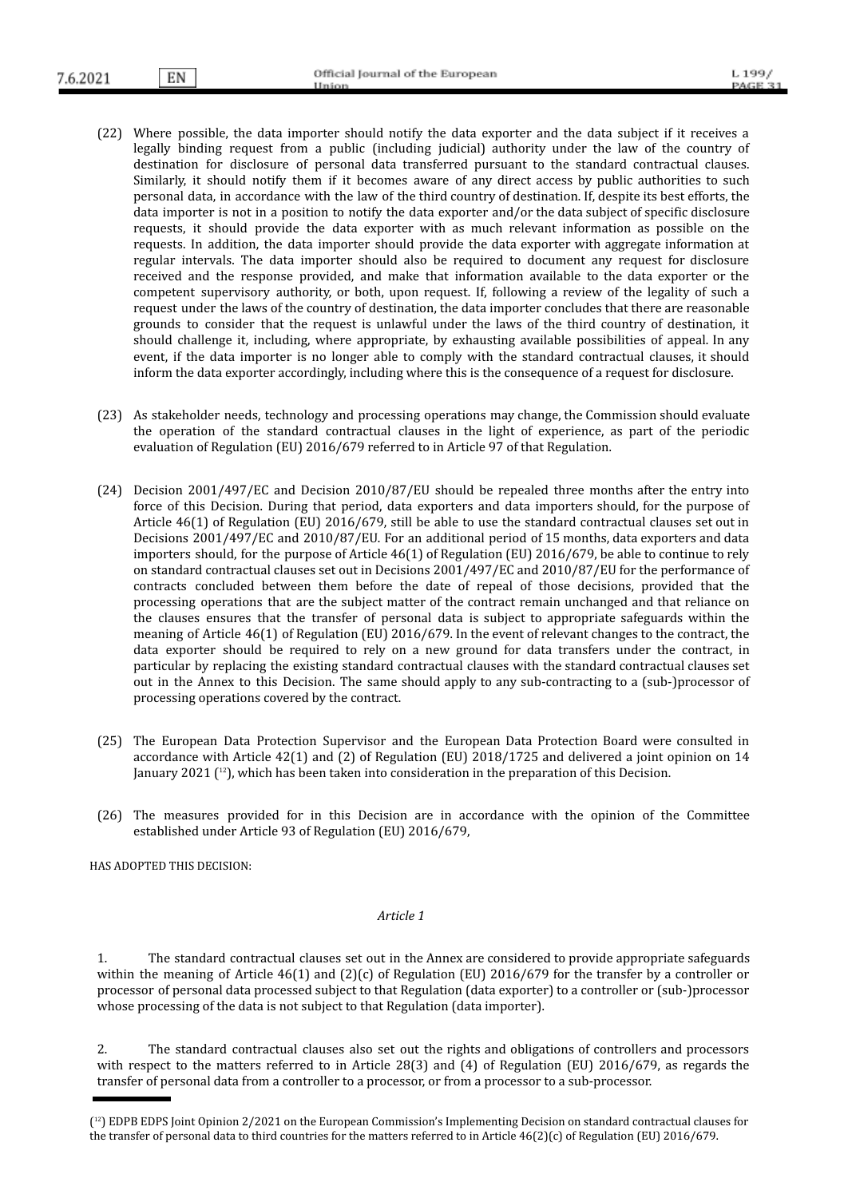(22) Where possible, the data importer should notify the data exporter and the data subject if it receives a legally binding request from a public (including judicial) authority under the law of the country of destination for disclosure of personal data transferred pursuant to the standard contractual clauses. Similarly, it should notify them if it becomes aware of any direct access by public authorities to such personal data, in accordance with the law of the third country of destination. If, despite its best efforts, the data importer is not in a position to notify the data exporter and/or the data subject of specific disclosure requests, it should provide the data exporter with as much relevant information as possible on the requests. In addition, the data importer should provide the data exporter with aggregate information at regular intervals. The data importer should also be required to document any request for disclosure received and the response provided, and make that information available to the data exporter or the competent supervisory authority, or both, upon request. If, following a review of the legality of such a request under the laws of the country of destination, the data importer concludes that there are reasonable grounds to consider that the request is unlawful under the laws of the third country of destination, it should challenge it, including, where appropriate, by exhausting available possibilities of appeal. In any event, if the data importer is no longer able to comply with the standard contractual clauses, it should inform the data exporter accordingly, including where this is the consequence of a request for disclosure.

(23) As stakeholder needs, technology and processing operations may change, the Commission should evaluate the operation of the standard contractual clauses in the light of experience, as part of the periodic evaluation of Regulation (EU) 2016/679 referred to in Article 97 of that Regulation.

(24) Decision 2001/497/EC and Decision 2010/87/EU should be repealed three months after the entry into force of this Decision. During that period, data exporters and data importers should, for the purpose of Article 46(1) of Regulation (EU) 2016/679, still be able to use the standard contractual clauses set out in Decisions 2001/497/EC and 2010/87/EU. For an additional period of 15 months, data exporters and data importers should, for the purpose of Article 46(1) of Regulation (EU) 2016/679, be able to continue to rely on standard contractual clauses set out in Decisions 2001/497/EC and 2010/87/EU for the performance of contracts concluded between them before the date of repeal of those decisions, provided that the processing operations that are the subject matter of the contract remain unchanged and that reliance on the clauses ensures that the transfer of personal data is subject to appropriate safeguards within the meaning of Article 46(1) of Regulation (EU) 2016/679. In the event of relevant changes to the contract, the data exporter should be required to rely on a new ground for data transfers under the contract, in particular by replacing the existing standard contractual clauses with the standard contractual clauses set out in the Annex to this Decision. The same should apply to any sub-contracting to a (sub-)processor of processing operations covered by the contract.

(25) The European Data Protection Supervisor and the European Data Protection Board were consulted in accordance with Article 42(1) and (2) of Regulation (EU) 2018/1725 and delivered a joint opinion on 14 January 2021 ([12]), which has been taken into consideration in the preparation of this Decision.

(26) The measures provided for in this Decision are in accordance with the opinion of the Committee established under Article 93 of Regulation (EU) 2016/679,

HAS ADOPTED THIS DECISION:

*Article 1*

1. The standard contractual clauses set out in the Annex are considered to provide appropriate safeguards within the meaning of Article 46(1) and (2)(c) of Regulation (EU) 2016/679 for the transfer by a controller or processor of personal data processed subject to that Regulation (data exporter) to a controller or (sub-)processor whose processing of the data is not subject to that Regulation (data importer).

2. The standard contractual clauses also set out the rights and obligations of controllers and processors with respect to the matters referred to in Article 28(3) and (4) of Regulation (EU) 2016/679, as regards the transfer of personal data from a controller to a processor, or from a processor to a sub-processor.

---

([12]) EDPB EDPS Joint Opinion 2/2021 on the European Commission's Implementing Decision on standard contractual clauses for the transfer of personal data to third countries for the matters referred to in Article 46(2)(c) of Regulation (EU) 2016/679.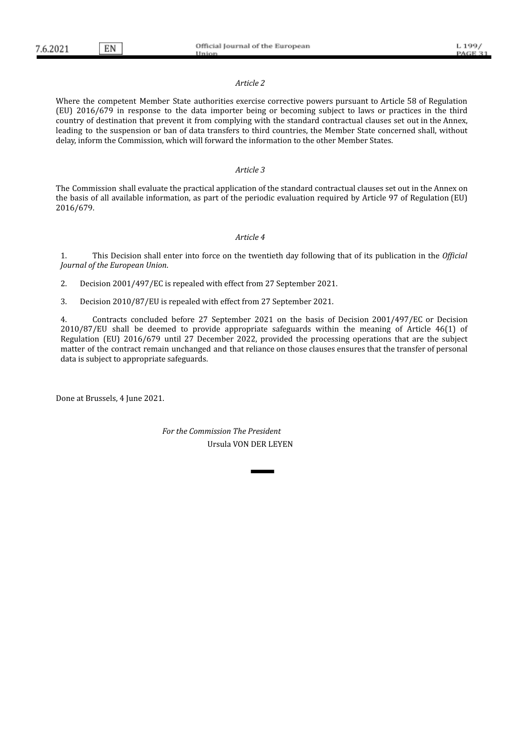*Article 2*

Where the competent Member State authorities exercise corrective powers pursuant to Article 58 of Regulation (EU) 2016/679 in response to the data importer being or becoming subject to laws or practices in the third country of destination that prevent it from complying with the standard contractual clauses set out in the Annex, leading to the suspension or ban of data transfers to third countries, the Member State concerned shall, without delay, inform the Commission, which will forward the information to the other Member States.

*Article 3*

The Commission shall evaluate the practical application of the standard contractual clauses set out in the Annex on the basis of all available information, as part of the periodic evaluation required by Article 97 of Regulation (EU) 2016/679.

*Article 4*

1. This Decision shall enter into force on the twentieth day following that of its publication in the *Official Journal of the European Union*.

2. Decision 2001/497/EC is repealed with effect from 27 September 2021.

3. Decision 2010/87/EU is repealed with effect from 27 September 2021.

4. Contracts concluded before 27 September 2021 on the basis of Decision 2001/497/EC or Decision 2010/87/EU shall be deemed to provide appropriate safeguards within the meaning of Article 46(1) of Regulation (EU) 2016/679 until 27 December 2022, provided the processing operations that are the subject matter of the contract remain unchanged and that reliance on those clauses ensures that the transfer of personal data is subject to appropriate safeguards.

Done at Brussels, 4 June 2021.

*For the Commission The President*

Ursula VON DER LEYEN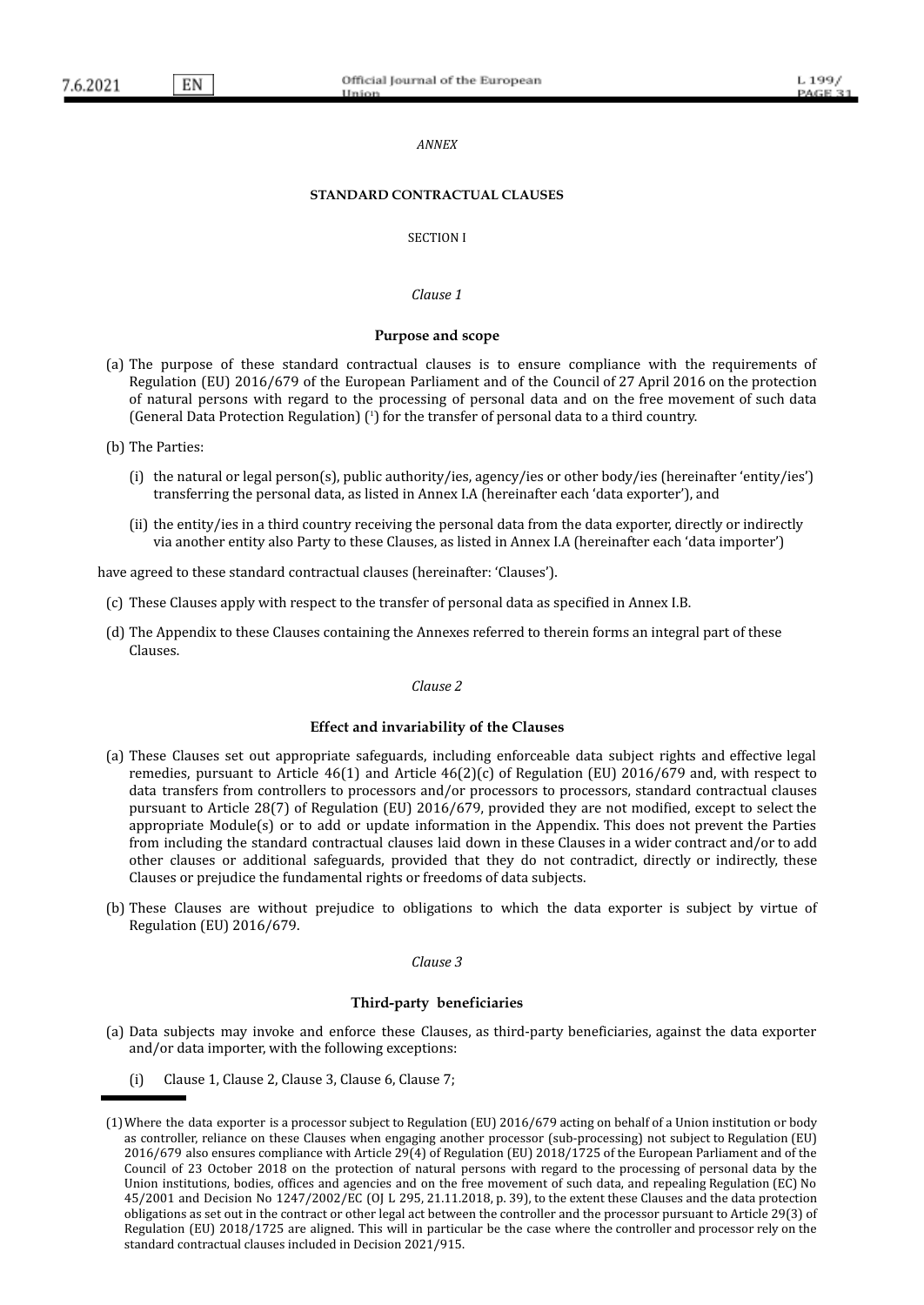*ANNEX*

**STANDARD CONTRACTUAL CLAUSES**

SECTION I

*Clause 1*

**Purpose and scope**

(a) The purpose of these standard contractual clauses is to ensure compliance with the requirements of Regulation (EU) 2016/679 of the European Parliament and of the Council of 27 April 2016 on the protection of natural persons with regard to the processing of personal data and on the free movement of such data (General Data Protection Regulation) [1] for the transfer of personal data to a third country.

(b) The Parties:

   (i) the natural or legal person(s), public authority/ies, agency/ies or other body/ies (hereinafter 'entity/ies') transferring the personal data, as listed in Annex I.A (hereinafter each 'data exporter'), and

   (ii) the entity/ies in a third country receiving the personal data from the data exporter, directly or indirectly via another entity also Party to these Clauses, as listed in Annex I.A (hereinafter each 'data importer')

have agreed to these standard contractual clauses (hereinafter: 'Clauses').

(c) These Clauses apply with respect to the transfer of personal data as specified in Annex I.B.

(d) The Appendix to these Clauses containing the Annexes referred to therein forms an integral part of these Clauses.

*Clause 2*

**Effect and invariability of the Clauses**

(a) These Clauses set out appropriate safeguards, including enforceable data subject rights and effective legal remedies, pursuant to Article 46(1) and Article 46(2)(c) of Regulation (EU) 2016/679 and, with respect to data transfers from controllers to processors and/or processors to processors, standard contractual clauses pursuant to Article 28(7) of Regulation (EU) 2016/679, provided they are not modified, except to select the appropriate Module(s) or to add or update information in the Appendix. This does not prevent the Parties from including the standard contractual clauses laid down in these Clauses in a wider contract and/or to add other clauses or additional safeguards, provided that they do not contradict, directly or indirectly, these Clauses or prejudice the fundamental rights or freedoms of data subjects.

(b) These Clauses are without prejudice to obligations to which the data exporter is subject by virtue of Regulation (EU) 2016/679.

*Clause 3*

**Third-party beneficiaries**

(a) Data subjects may invoke and enforce these Clauses, as third-party beneficiaries, against the data exporter and/or data importer, with the following exceptions:

   (i) Clause 1, Clause 2, Clause 3, Clause 6, Clause 7;

---

(1) Where the data exporter is a processor subject to Regulation (EU) 2016/679 acting on behalf of a Union institution or body as controller, reliance on these Clauses when engaging another processor (sub-processing) not subject to Regulation (EU) 2016/679 also ensures compliance with Article 29(4) of Regulation (EU) 2018/1725 of the European Parliament and of the Council of 23 October 2018 on the protection of natural persons with regard to the processing of personal data by the Union institutions, bodies, offices and agencies and on the free movement of such data, and repealing Regulation (EC) No 45/2001 and Decision No 1247/2002/EC (OJ L 295, 21.11.2018, p. 39), to the extent these Clauses and the data protection obligations as set out in the contract or other legal act between the controller and the processor pursuant to Article 29(3) of Regulation (EU) 2018/1725 are aligned. This will in particular be the case where the controller and processor rely on the standard contractual clauses included in Decision 2021/915.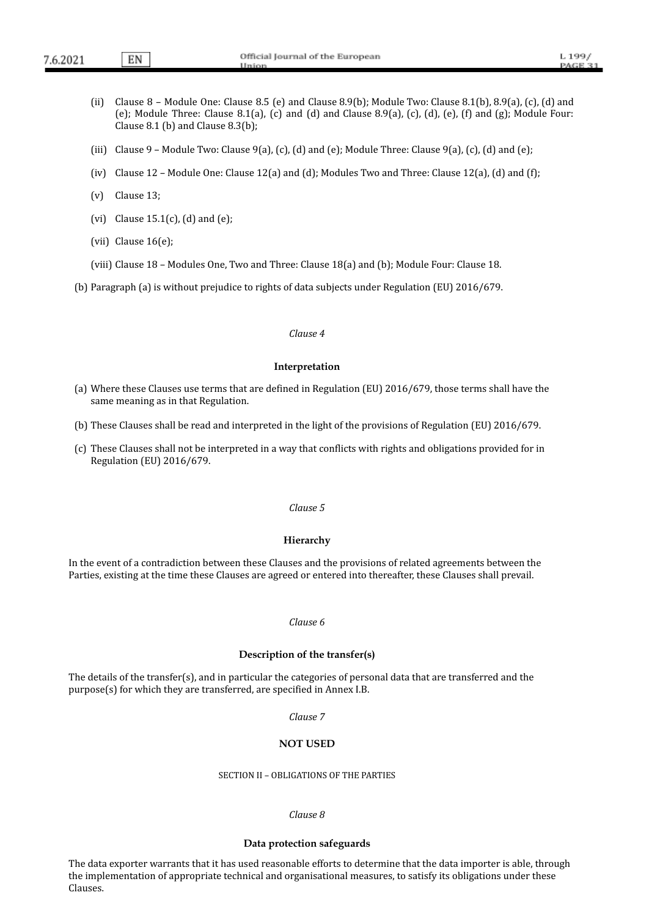(ii) Clause 8 – Module One: Clause 8.5 (e) and Clause 8.9(b); Module Two: Clause 8.1(b), 8.9(a), (c), (d) and (e); Module Three: Clause 8.1(a), (c) and (d) and Clause 8.9(a), (c), (d), (e), (f) and (g); Module Four: Clause 8.1 (b) and Clause 8.3(b);

(iii) Clause 9 – Module Two: Clause 9(a), (c), (d) and (e); Module Three: Clause 9(a), (c), (d) and (e);

(iv) Clause 12 – Module One: Clause 12(a) and (d); Modules Two and Three: Clause 12(a), (d) and (f);

(v) Clause 13;

(vi) Clause 15.1(c), (d) and (e);

(vii) Clause 16(e);

(viii) Clause 18 – Modules One, Two and Three: Clause 18(a) and (b); Module Four: Clause 18.

(b) Paragraph (a) is without prejudice to rights of data subjects under Regulation (EU) 2016/679.

*Clause 4*

**Interpretation**

(a) Where these Clauses use terms that are defined in Regulation (EU) 2016/679, those terms shall have the same meaning as in that Regulation.

(b) These Clauses shall be read and interpreted in the light of the provisions of Regulation (EU) 2016/679.

(c) These Clauses shall not be interpreted in a way that conflicts with rights and obligations provided for in Regulation (EU) 2016/679.

*Clause 5*

**Hierarchy**

In the event of a contradiction between these Clauses and the provisions of related agreements between the Parties, existing at the time these Clauses are agreed or entered into thereafter, these Clauses shall prevail.

*Clause 6*

**Description of the transfer(s)**

The details of the transfer(s), and in particular the categories of personal data that are transferred and the purpose(s) for which they are transferred, are specified in Annex I.B.

*Clause 7*

**NOT USED**

SECTION II – OBLIGATIONS OF THE PARTIES

*Clause 8*

**Data protection safeguards**

The data exporter warrants that it has used reasonable efforts to determine that the data importer is able, through the implementation of appropriate technical and organisational measures, to satisfy its obligations under these Clauses.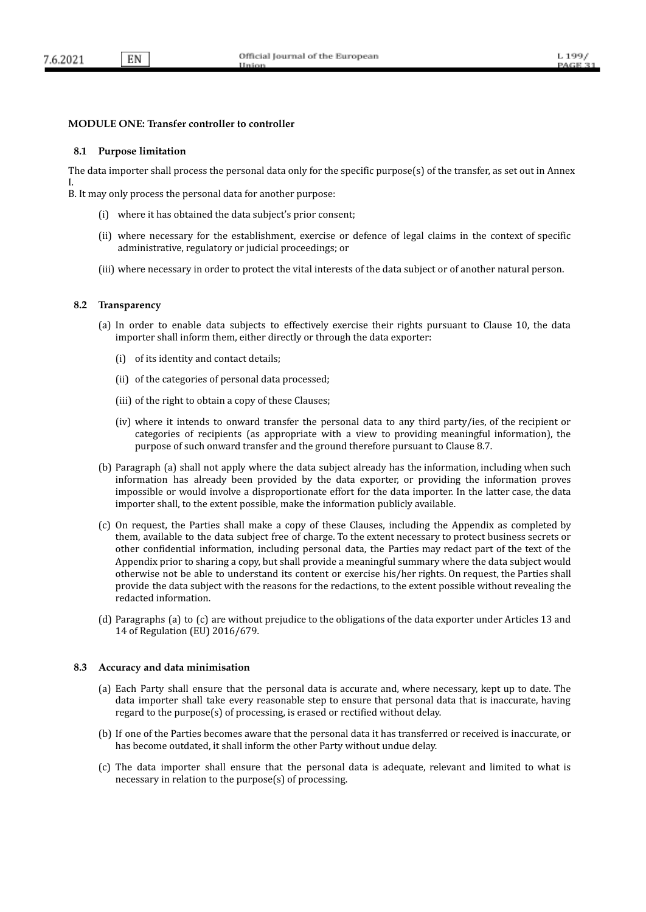**MODULE ONE: Transfer controller to controller**

### 8.1 Purpose limitation

The data importer shall process the personal data only for the specific purpose(s) of the transfer, as set out in Annex I.
B. It may only process the personal data for another purpose:

(i) where it has obtained the data subject's prior consent;

(ii) where necessary for the establishment, exercise or defence of legal claims in the context of specific administrative, regulatory or judicial proceedings; or

(iii) where necessary in order to protect the vital interests of the data subject or of another natural person.

### 8.2 Transparency

(a) In order to enable data subjects to effectively exercise their rights pursuant to Clause 10, the data importer shall inform them, either directly or through the data exporter:

(i) of its identity and contact details;

(ii) of the categories of personal data processed;

(iii) of the right to obtain a copy of these Clauses;

(iv) where it intends to onward transfer the personal data to any third party/ies, of the recipient or categories of recipients (as appropriate with a view to providing meaningful information), the purpose of such onward transfer and the ground therefore pursuant to Clause 8.7.

(b) Paragraph (a) shall not apply where the data subject already has the information, including when such information has already been provided by the data exporter, or providing the information proves impossible or would involve a disproportionate effort for the data importer. In the latter case, the data importer shall, to the extent possible, make the information publicly available.

(c) On request, the Parties shall make a copy of these Clauses, including the Appendix as completed by them, available to the data subject free of charge. To the extent necessary to protect business secrets or other confidential information, including personal data, the Parties may redact part of the text of the Appendix prior to sharing a copy, but shall provide a meaningful summary where the data subject would otherwise not be able to understand its content or exercise his/her rights. On request, the Parties shall provide the data subject with the reasons for the redactions, to the extent possible without revealing the redacted information.

(d) Paragraphs (a) to (c) are without prejudice to the obligations of the data exporter under Articles 13 and 14 of Regulation (EU) 2016/679.

### 8.3 Accuracy and data minimisation

(a) Each Party shall ensure that the personal data is accurate and, where necessary, kept up to date. The data importer shall take every reasonable step to ensure that personal data that is inaccurate, having regard to the purpose(s) of processing, is erased or rectified without delay.

(b) If one of the Parties becomes aware that the personal data it has transferred or received is inaccurate, or has become outdated, it shall inform the other Party without undue delay.

(c) The data importer shall ensure that the personal data is adequate, relevant and limited to what is necessary in relation to the purpose(s) of processing.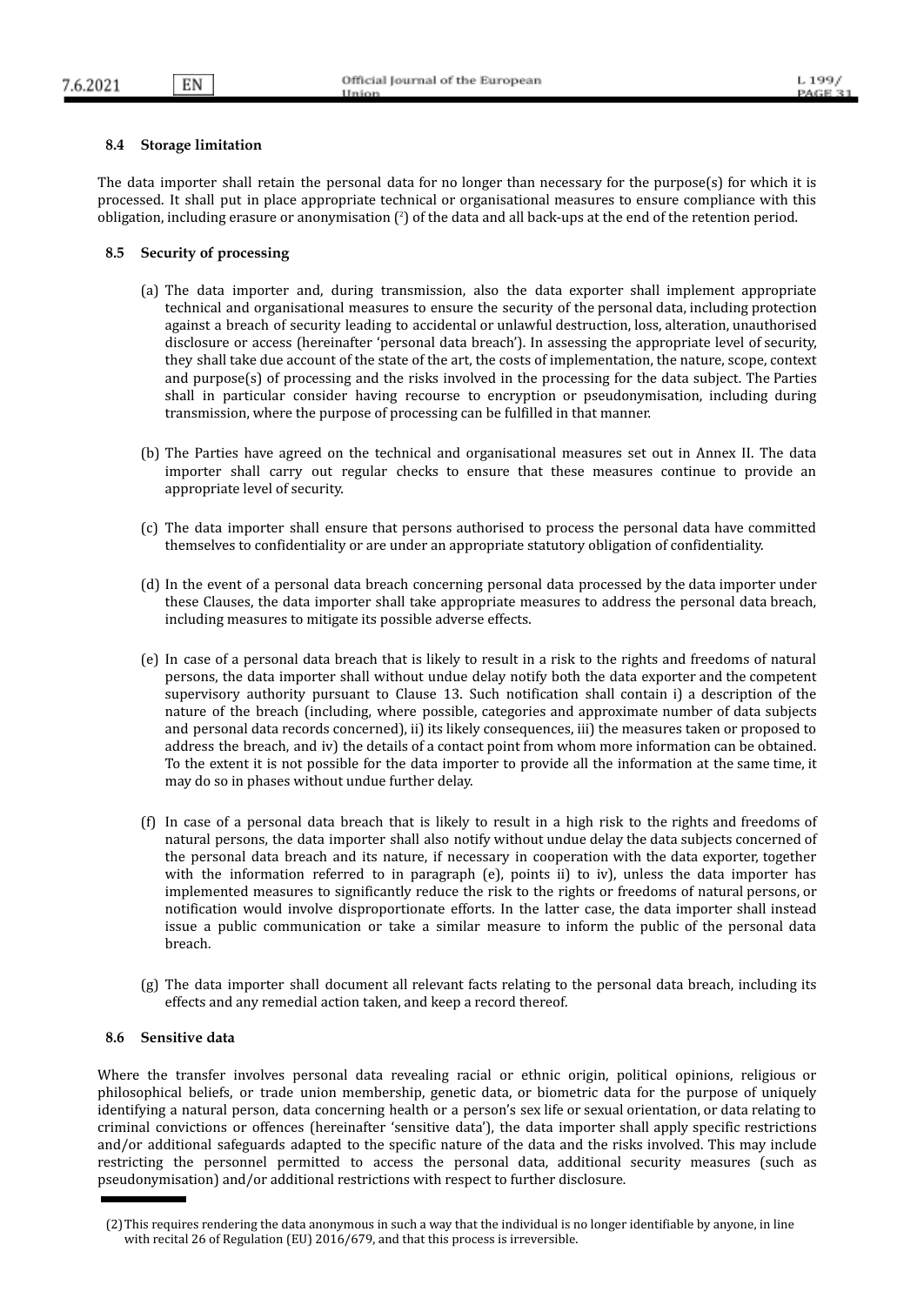### 8.4 Storage limitation

The data importer shall retain the personal data for no longer than necessary for the purpose(s) for which it is processed. It shall put in place appropriate technical or organisational measures to ensure compliance with this obligation, including erasure or anonymisation [2] of the data and all back-ups at the end of the retention period.

### 8.5 Security of processing

(a) The data importer and, during transmission, also the data exporter shall implement appropriate technical and organisational measures to ensure the security of the personal data, including protection against a breach of security leading to accidental or unlawful destruction, loss, alteration, unauthorised disclosure or access (hereinafter 'personal data breach'). In assessing the appropriate level of security, they shall take due account of the state of the art, the costs of implementation, the nature, scope, context and purpose(s) of processing and the risks involved in the processing for the data subject. The Parties shall in particular consider having recourse to encryption or pseudonymisation, including during transmission, where the purpose of processing can be fulfilled in that manner.

(b) The Parties have agreed on the technical and organisational measures set out in Annex II. The data importer shall carry out regular checks to ensure that these measures continue to provide an appropriate level of security.

(c) The data importer shall ensure that persons authorised to process the personal data have committed themselves to confidentiality or are under an appropriate statutory obligation of confidentiality.

(d) In the event of a personal data breach concerning personal data processed by the data importer under these Clauses, the data importer shall take appropriate measures to address the personal data breach, including measures to mitigate its possible adverse effects.

(e) In case of a personal data breach that is likely to result in a risk to the rights and freedoms of natural persons, the data importer shall without undue delay notify both the data exporter and the competent supervisory authority pursuant to Clause 13. Such notification shall contain i) a description of the nature of the breach (including, where possible, categories and approximate number of data subjects and personal data records concerned), ii) its likely consequences, iii) the measures taken or proposed to address the breach, and iv) the details of a contact point from whom more information can be obtained. To the extent it is not possible for the data importer to provide all the information at the same time, it may do so in phases without undue further delay.

(f) In case of a personal data breach that is likely to result in a high risk to the rights and freedoms of natural persons, the data importer shall also notify without undue delay the data subjects concerned of the personal data breach and its nature, if necessary in cooperation with the data exporter, together with the information referred to in paragraph (e), points ii) to iv), unless the data importer has implemented measures to significantly reduce the risk to the rights or freedoms of natural persons, or notification would involve disproportionate efforts. In the latter case, the data importer shall instead issue a public communication or take a similar measure to inform the public of the personal data breach.

(g) The data importer shall document all relevant facts relating to the personal data breach, including its effects and any remedial action taken, and keep a record thereof.

### 8.6 Sensitive data

Where the transfer involves personal data revealing racial or ethnic origin, political opinions, religious or philosophical beliefs, or trade union membership, genetic data, or biometric data for the purpose of uniquely identifying a natural person, data concerning health or a person's sex life or sexual orientation, or data relating to criminal convictions or offences (hereinafter 'sensitive data'), the data importer shall apply specific restrictions and/or additional safeguards adapted to the specific nature of the data and the risks involved. This may include restricting the personnel permitted to access the personal data, additional security measures (such as pseudonymisation) and/or additional restrictions with respect to further disclosure.

---

(2) This requires rendering the data anonymous in such a way that the individual is no longer identifiable by anyone, in line with recital 26 of Regulation (EU) 2016/679, and that this process is irreversible.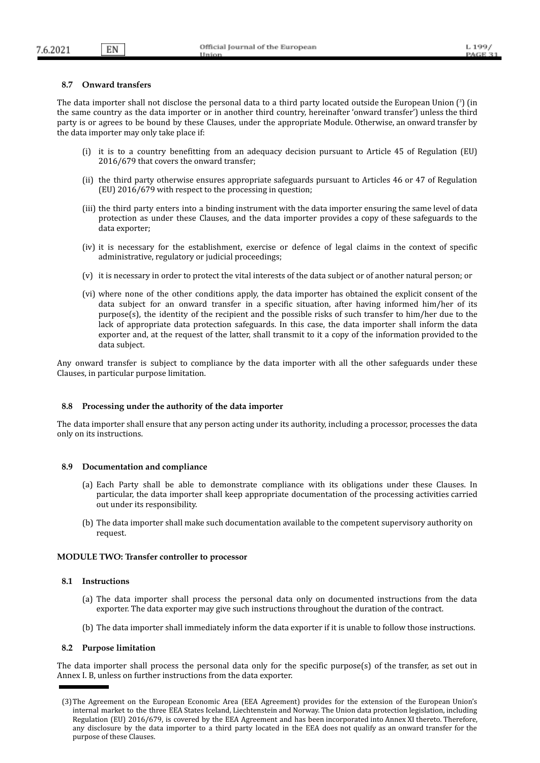### 8.7 Onward transfers

The data importer shall not disclose the personal data to a third party located outside the European Union [3] (in the same country as the data importer or in another third country, hereinafter 'onward transfer') unless the third party is or agrees to be bound by these Clauses, under the appropriate Module. Otherwise, an onward transfer by the data importer may only take place if:

(i) it is to a country benefitting from an adequacy decision pursuant to Article 45 of Regulation (EU) 2016/679 that covers the onward transfer;

(ii) the third party otherwise ensures appropriate safeguards pursuant to Articles 46 or 47 of Regulation (EU) 2016/679 with respect to the processing in question;

(iii) the third party enters into a binding instrument with the data importer ensuring the same level of data protection as under these Clauses, and the data importer provides a copy of these safeguards to the data exporter;

(iv) it is necessary for the establishment, exercise or defence of legal claims in the context of specific administrative, regulatory or judicial proceedings;

(v) it is necessary in order to protect the vital interests of the data subject or of another natural person; or

(vi) where none of the other conditions apply, the data importer has obtained the explicit consent of the data subject for an onward transfer in a specific situation, after having informed him/her of its purpose(s), the identity of the recipient and the possible risks of such transfer to him/her due to the lack of appropriate data protection safeguards. In this case, the data importer shall inform the data exporter and, at the request of the latter, shall transmit to it a copy of the information provided to the data subject.

Any onward transfer is subject to compliance by the data importer with all the other safeguards under these Clauses, in particular purpose limitation.

### 8.8 Processing under the authority of the data importer

The data importer shall ensure that any person acting under its authority, including a processor, processes the data only on its instructions.

### 8.9 Documentation and compliance

(a) Each Party shall be able to demonstrate compliance with its obligations under these Clauses. In particular, the data importer shall keep appropriate documentation of the processing activities carried out under its responsibility.

(b) The data importer shall make such documentation available to the competent supervisory authority on request.

**MODULE TWO: Transfer controller to processor**

### 8.1 Instructions

(a) The data importer shall process the personal data only on documented instructions from the data exporter. The data exporter may give such instructions throughout the duration of the contract.

(b) The data importer shall immediately inform the data exporter if it is unable to follow those instructions.

### 8.2 Purpose limitation

The data importer shall process the personal data only for the specific purpose(s) of the transfer, as set out in Annex I. B, unless on further instructions from the data exporter.

---

(3) The Agreement on the European Economic Area (EEA Agreement) provides for the extension of the European Union's internal market to the three EEA States Iceland, Liechtenstein and Norway. The Union data protection legislation, including Regulation (EU) 2016/679, is covered by the EEA Agreement and has been incorporated into Annex XI thereto. Therefore, any disclosure by the data importer to a third party located in the EEA does not qualify as an onward transfer for the purpose of these Clauses.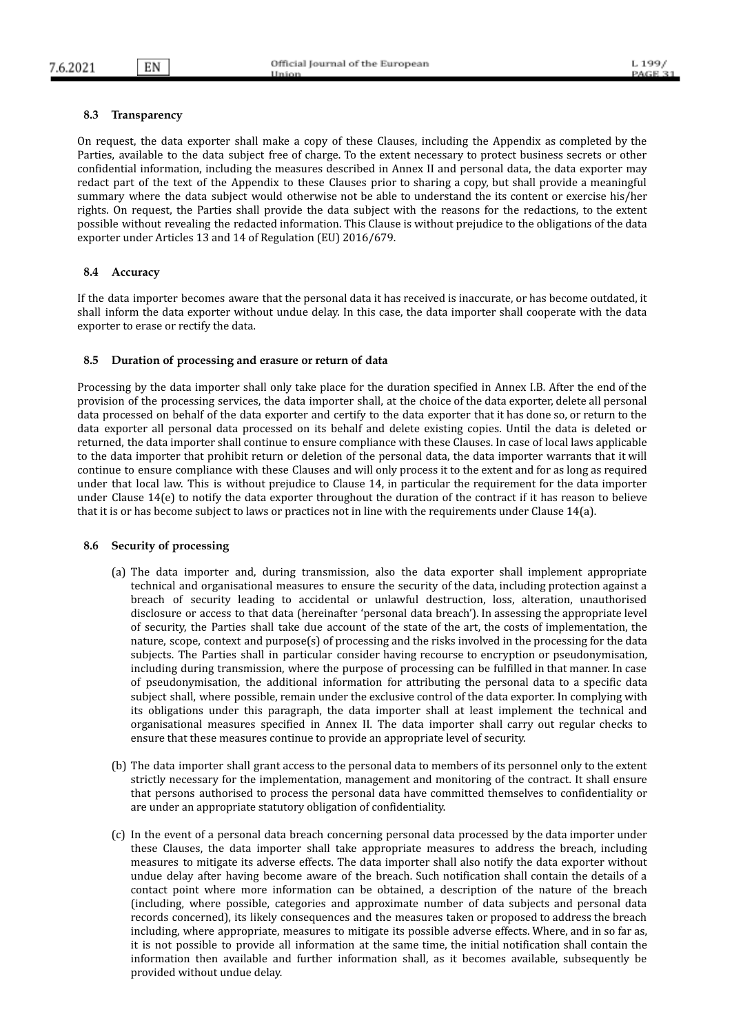### 8.3 Transparency

On request, the data exporter shall make a copy of these Clauses, including the Appendix as completed by the Parties, available to the data subject free of charge. To the extent necessary to protect business secrets or other confidential information, including the measures described in Annex II and personal data, the data exporter may redact part of the text of the Appendix to these Clauses prior to sharing a copy, but shall provide a meaningful summary where the data subject would otherwise not be able to understand the its content or exercise his/her rights. On request, the Parties shall provide the data subject with the reasons for the redactions, to the extent possible without revealing the redacted information. This Clause is without prejudice to the obligations of the data exporter under Articles 13 and 14 of Regulation (EU) 2016/679.

### 8.4 Accuracy

If the data importer becomes aware that the personal data it has received is inaccurate, or has become outdated, it shall inform the data exporter without undue delay. In this case, the data importer shall cooperate with the data exporter to erase or rectify the data.

### 8.5 Duration of processing and erasure or return of data

Processing by the data importer shall only take place for the duration specified in Annex I.B. After the end of the provision of the processing services, the data importer shall, at the choice of the data exporter, delete all personal data processed on behalf of the data exporter and certify to the data exporter that it has done so, or return to the data exporter all personal data processed on its behalf and delete existing copies. Until the data is deleted or returned, the data importer shall continue to ensure compliance with these Clauses. In case of local laws applicable to the data importer that prohibit return or deletion of the personal data, the data importer warrants that it will continue to ensure compliance with these Clauses and will only process it to the extent and for as long as required under that local law. This is without prejudice to Clause 14, in particular the requirement for the data importer under Clause 14(e) to notify the data exporter throughout the duration of the contract if it has reason to believe that it is or has become subject to laws or practices not in line with the requirements under Clause 14(a).

### 8.6 Security of processing

(a) The data importer and, during transmission, also the data exporter shall implement appropriate technical and organisational measures to ensure the security of the data, including protection against a breach of security leading to accidental or unlawful destruction, loss, alteration, unauthorised disclosure or access to that data (hereinafter 'personal data breach'). In assessing the appropriate level of security, the Parties shall take due account of the state of the art, the costs of implementation, the nature, scope, context and purpose(s) of processing and the risks involved in the processing for the data subjects. The Parties shall in particular consider having recourse to encryption or pseudonymisation, including during transmission, where the purpose of processing can be fulfilled in that manner. In case of pseudonymisation, the additional information for attributing the personal data to a specific data subject shall, where possible, remain under the exclusive control of the data exporter. In complying with its obligations under this paragraph, the data importer shall at least implement the technical and organisational measures specified in Annex II. The data importer shall carry out regular checks to ensure that these measures continue to provide an appropriate level of security.

(b) The data importer shall grant access to the personal data to members of its personnel only to the extent strictly necessary for the implementation, management and monitoring of the contract. It shall ensure that persons authorised to process the personal data have committed themselves to confidentiality or are under an appropriate statutory obligation of confidentiality.

(c) In the event of a personal data breach concerning personal data processed by the data importer under these Clauses, the data importer shall take appropriate measures to address the breach, including measures to mitigate its adverse effects. The data importer shall also notify the data exporter without undue delay after having become aware of the breach. Such notification shall contain the details of a contact point where more information can be obtained, a description of the nature of the breach (including, where possible, categories and approximate number of data subjects and personal data records concerned), its likely consequences and the measures taken or proposed to address the breach including, where appropriate, measures to mitigate its possible adverse effects. Where, and in so far as, it is not possible to provide all information at the same time, the initial notification shall contain the information then available and further information shall, as it becomes available, subsequently be provided without undue delay.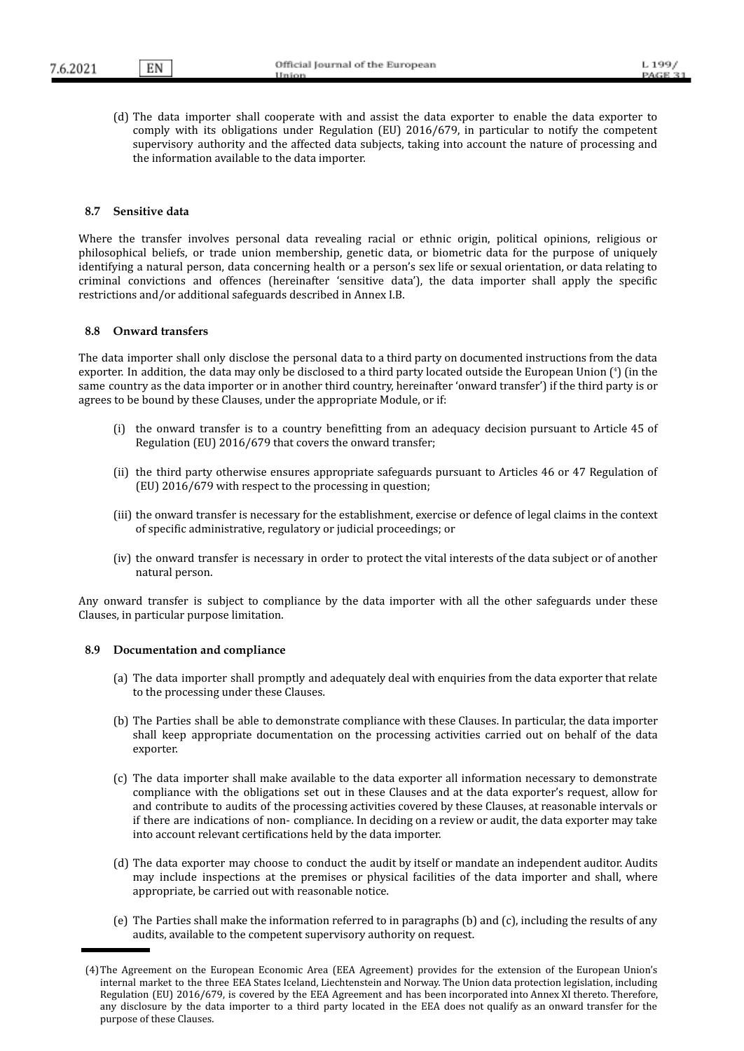(d) The data importer shall cooperate with and assist the data exporter to enable the data exporter to comply with its obligations under Regulation (EU) 2016/679, in particular to notify the competent supervisory authority and the affected data subjects, taking into account the nature of processing and the information available to the data importer.

### 8.7 Sensitive data

Where the transfer involves personal data revealing racial or ethnic origin, political opinions, religious or philosophical beliefs, or trade union membership, genetic data, or biometric data for the purpose of uniquely identifying a natural person, data concerning health or a person's sex life or sexual orientation, or data relating to criminal convictions and offences (hereinafter 'sensitive data'), the data importer shall apply the specific restrictions and/or additional safeguards described in Annex I.B.

### 8.8 Onward transfers

The data importer shall only disclose the personal data to a third party on documented instructions from the data exporter. In addition, the data may only be disclosed to a third party located outside the European Union ([4]) (in the same country as the data importer or in another third country, hereinafter 'onward transfer') if the third party is or agrees to be bound by these Clauses, under the appropriate Module, or if:

(i) the onward transfer is to a country benefitting from an adequacy decision pursuant to Article 45 of Regulation (EU) 2016/679 that covers the onward transfer;

(ii) the third party otherwise ensures appropriate safeguards pursuant to Articles 46 or 47 Regulation of (EU) 2016/679 with respect to the processing in question;

(iii) the onward transfer is necessary for the establishment, exercise or defence of legal claims in the context of specific administrative, regulatory or judicial proceedings; or

(iv) the onward transfer is necessary in order to protect the vital interests of the data subject or of another natural person.

Any onward transfer is subject to compliance by the data importer with all the other safeguards under these Clauses, in particular purpose limitation.

### 8.9 Documentation and compliance

(a) The data importer shall promptly and adequately deal with enquiries from the data exporter that relate to the processing under these Clauses.

(b) The Parties shall be able to demonstrate compliance with these Clauses. In particular, the data importer shall keep appropriate documentation on the processing activities carried out on behalf of the data exporter.

(c) The data importer shall make available to the data exporter all information necessary to demonstrate compliance with the obligations set out in these Clauses and at the data exporter's request, allow for and contribute to audits of the processing activities covered by these Clauses, at reasonable intervals or if there are indications of non- compliance. In deciding on a review or audit, the data exporter may take into account relevant certifications held by the data importer.

(d) The data exporter may choose to conduct the audit by itself or mandate an independent auditor. Audits may include inspections at the premises or physical facilities of the data importer and shall, where appropriate, be carried out with reasonable notice.

(e) The Parties shall make the information referred to in paragraphs (b) and (c), including the results of any audits, available to the competent supervisory authority on request.

---

(4) The Agreement on the European Economic Area (EEA Agreement) provides for the extension of the European Union's internal market to the three EEA States Iceland, Liechtenstein and Norway. The Union data protection legislation, including Regulation (EU) 2016/679, is covered by the EEA Agreement and has been incorporated into Annex XI thereto. Therefore, any disclosure by the data importer to a third party located in the EEA does not qualify as an onward transfer for the purpose of these Clauses.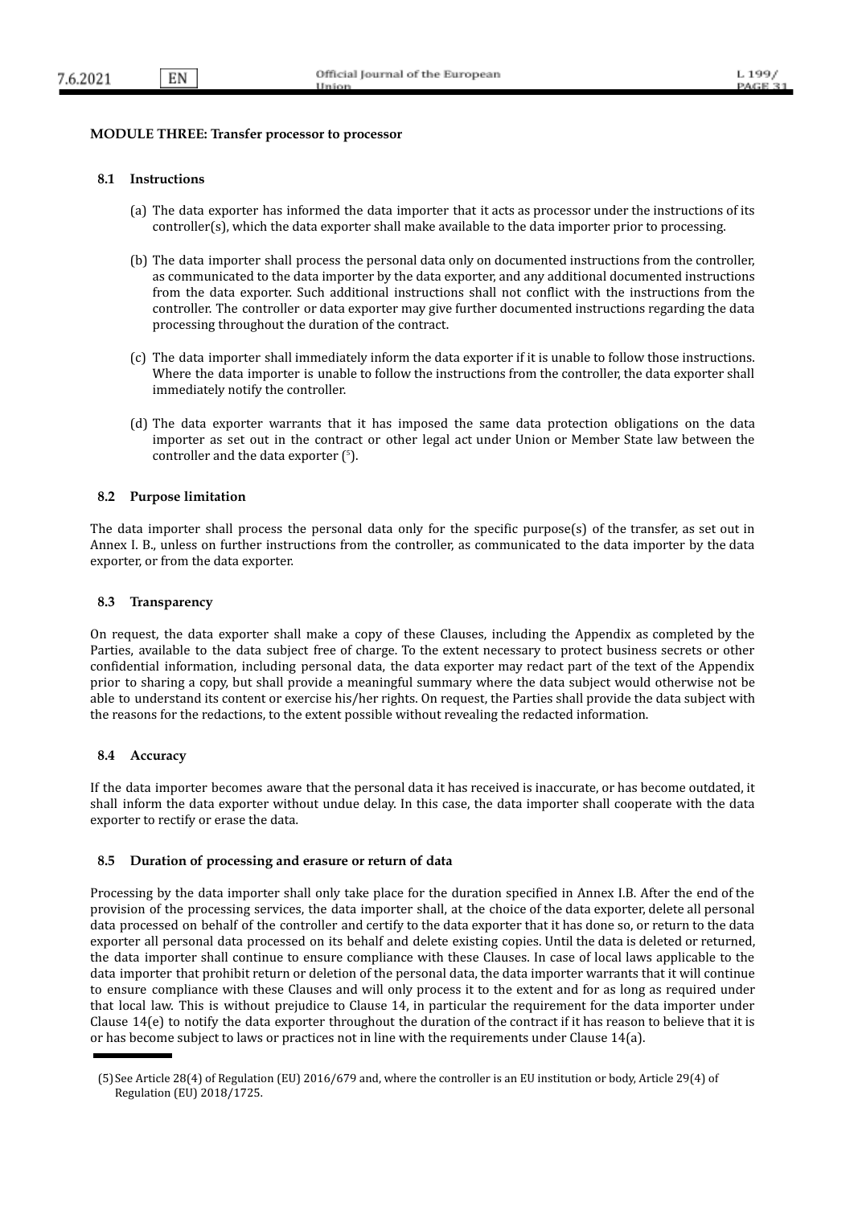**MODULE THREE: Transfer processor to processor**

**8.1 Instructions**

(a) The data exporter has informed the data importer that it acts as processor under the instructions of its controller(s), which the data exporter shall make available to the data importer prior to processing.

(b) The data importer shall process the personal data only on documented instructions from the controller, as communicated to the data importer by the data exporter, and any additional documented instructions from the data exporter. Such additional instructions shall not conflict with the instructions from the controller. The controller or data exporter may give further documented instructions regarding the data processing throughout the duration of the contract.

(c) The data importer shall immediately inform the data exporter if it is unable to follow those instructions. Where the data importer is unable to follow the instructions from the controller, the data exporter shall immediately notify the controller.

(d) The data exporter warrants that it has imposed the same data protection obligations on the data importer as set out in the contract or other legal act under Union or Member State law between the controller and the data exporter ([5]).

**8.2 Purpose limitation**

The data importer shall process the personal data only for the specific purpose(s) of the transfer, as set out in Annex I. B., unless on further instructions from the controller, as communicated to the data importer by the data exporter, or from the data exporter.

**8.3 Transparency**

On request, the data exporter shall make a copy of these Clauses, including the Appendix as completed by the Parties, available to the data subject free of charge. To the extent necessary to protect business secrets or other confidential information, including personal data, the data exporter may redact part of the text of the Appendix prior to sharing a copy, but shall provide a meaningful summary where the data subject would otherwise not be able to understand its content or exercise his/her rights. On request, the Parties shall provide the data subject with the reasons for the redactions, to the extent possible without revealing the redacted information.

**8.4 Accuracy**

If the data importer becomes aware that the personal data it has received is inaccurate, or has become outdated, it shall inform the data exporter without undue delay. In this case, the data importer shall cooperate with the data exporter to rectify or erase the data.

**8.5 Duration of processing and erasure or return of data**

Processing by the data importer shall only take place for the duration specified in Annex I.B. After the end of the provision of the processing services, the data importer shall, at the choice of the data exporter, delete all personal data processed on behalf of the controller and certify to the data exporter that it has done so, or return to the data exporter all personal data processed on its behalf and delete existing copies. Until the data is deleted or returned, the data importer shall continue to ensure compliance with these Clauses. In case of local laws applicable to the data importer that prohibit return or deletion of the personal data, the data importer warrants that it will continue to ensure compliance with these Clauses and will only process it to the extent and for as long as required under that local law. This is without prejudice to Clause 14, in particular the requirement for the data importer under Clause 14(e) to notify the data exporter throughout the duration of the contract if it has reason to believe that it is or has become subject to laws or practices not in line with the requirements under Clause 14(a).

(5) See Article 28(4) of Regulation (EU) 2016/679 and, where the controller is an EU institution or body, Article 29(4) of Regulation (EU) 2018/1725.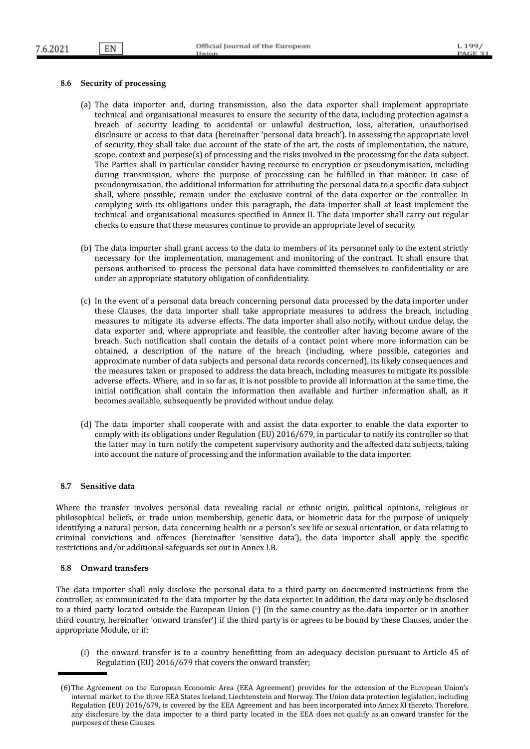### 8.6 Security of processing

(a) The data importer and, during transmission, also the data exporter shall implement appropriate technical and organisational measures to ensure the security of the data, including protection against a breach of security leading to accidental or unlawful destruction, loss, alteration, unauthorised disclosure or access to that data (hereinafter 'personal data breach'). In assessing the appropriate level of security, they shall take due account of the state of the art, the costs of implementation, the nature, scope, context and purpose(s) of processing and the risks involved in the processing for the data subject. The Parties shall in particular consider having recourse to encryption or pseudonymisation, including during transmission, where the purpose of processing can be fulfilled in that manner. In case of pseudonymisation, the additional information for attributing the personal data to a specific data subject shall, where possible, remain under the exclusive control of the data exporter or the controller. In complying with its obligations under this paragraph, the data importer shall at least implement the technical and organisational measures specified in Annex II. The data importer shall carry out regular checks to ensure that these measures continue to provide an appropriate level of security.

(b) The data importer shall grant access to the data to members of its personnel only to the extent strictly necessary for the implementation, management and monitoring of the contract. It shall ensure that persons authorised to process the personal data have committed themselves to confidentiality or are under an appropriate statutory obligation of confidentiality.

(c) In the event of a personal data breach concerning personal data processed by the data importer under these Clauses, the data importer shall take appropriate measures to address the breach, including measures to mitigate its adverse effects. The data importer shall also notify, without undue delay, the data exporter and, where appropriate and feasible, the controller after having become aware of the breach. Such notification shall contain the details of a contact point where more information can be obtained, a description of the nature of the breach (including, where possible, categories and approximate number of data subjects and personal data records concerned), its likely consequences and the measures taken or proposed to address the data breach, including measures to mitigate its possible adverse effects. Where, and in so far as, it is not possible to provide all information at the same time, the initial notification shall contain the information then available and further information shall, as it becomes available, subsequently be provided without undue delay.

(d) The data importer shall cooperate with and assist the data exporter to enable the data exporter to comply with its obligations under Regulation (EU) 2016/679, in particular to notify its controller so that the latter may in turn notify the competent supervisory authority and the affected data subjects, taking into account the nature of processing and the information available to the data importer.

### 8.7 Sensitive data

Where the transfer involves personal data revealing racial or ethnic origin, political opinions, religious or philosophical beliefs, or trade union membership, genetic data, or biometric data for the purpose of uniquely identifying a natural person, data concerning health or a person's sex life or sexual orientation, or data relating to criminal convictions and offences (hereinafter 'sensitive data'), the data importer shall apply the specific restrictions and/or additional safeguards set out in Annex I.B.

### 8.8 Onward transfers

The data importer shall only disclose the personal data to a third party on documented instructions from the controller, as communicated to the data importer by the data exporter. In addition, the data may only be disclosed to a third party located outside the European Union ([6]) (in the same country as the data importer or in another third country, hereinafter 'onward transfer') if the third party is or agrees to be bound by these Clauses, under the appropriate Module, or if:

(i) the onward transfer is to a country benefitting from an adequacy decision pursuant to Article 45 of Regulation (EU) 2016/679 that covers the onward transfer;

---

(6) The Agreement on the European Economic Area (EEA Agreement) provides for the extension of the European Union's internal market to the three EEA States Iceland, Liechtenstein and Norway. The Union data protection legislation, including Regulation (EU) 2016/679, is covered by the EEA Agreement and has been incorporated into Annex XI thereto. Therefore, any disclosure by the data importer to a third party located in the EEA does not qualify as an onward transfer for the purposes of these Clauses.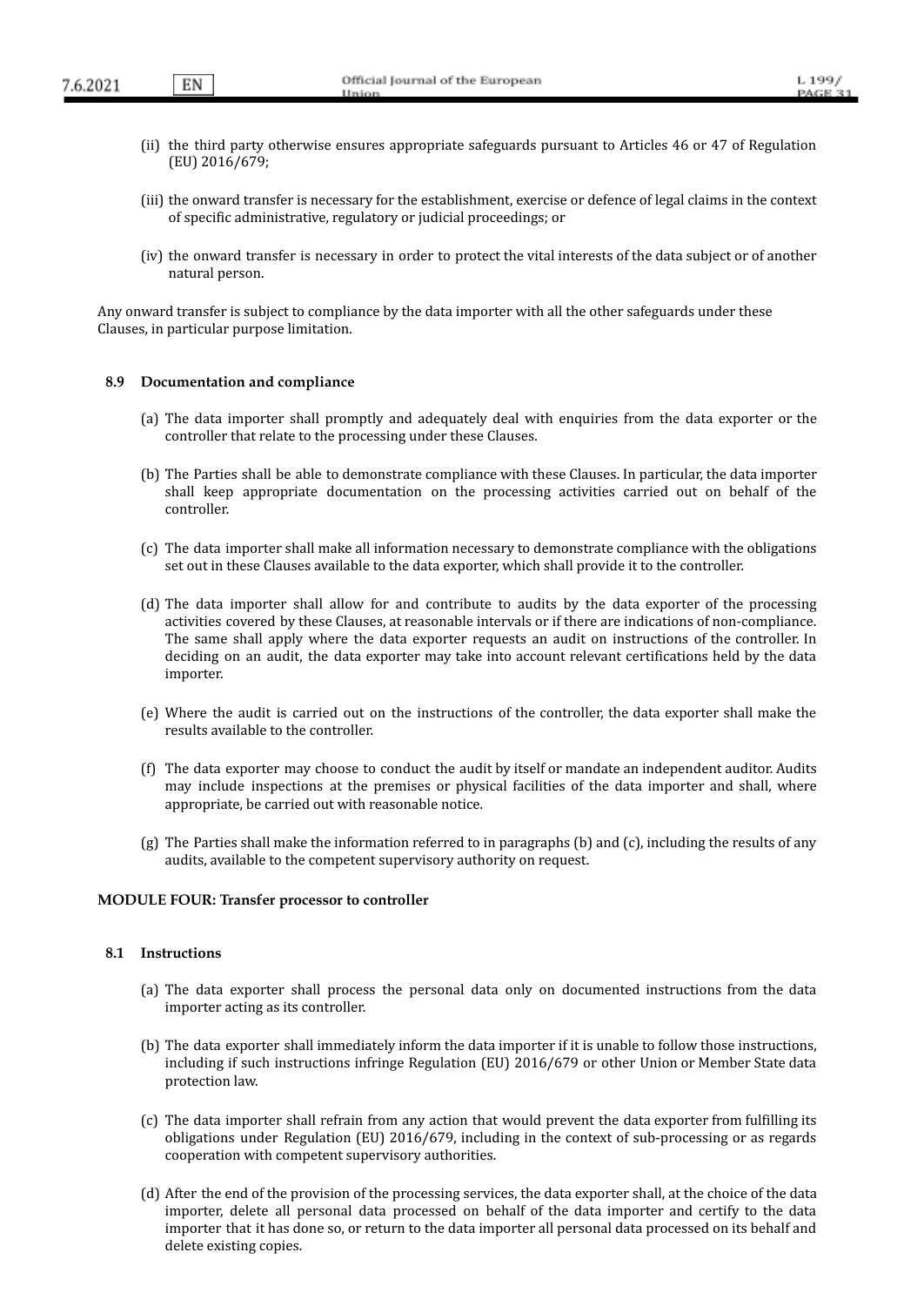(ii) the third party otherwise ensures appropriate safeguards pursuant to Articles 46 or 47 of Regulation (EU) 2016/679;

(iii) the onward transfer is necessary for the establishment, exercise or defence of legal claims in the context of specific administrative, regulatory or judicial proceedings; or

(iv) the onward transfer is necessary in order to protect the vital interests of the data subject or of another natural person.

Any onward transfer is subject to compliance by the data importer with all the other safeguards under these Clauses, in particular purpose limitation.

### 8.9 Documentation and compliance

(a) The data importer shall promptly and adequately deal with enquiries from the data exporter or the controller that relate to the processing under these Clauses.

(b) The Parties shall be able to demonstrate compliance with these Clauses. In particular, the data importer shall keep appropriate documentation on the processing activities carried out on behalf of the controller.

(c) The data importer shall make all information necessary to demonstrate compliance with the obligations set out in these Clauses available to the data exporter, which shall provide it to the controller.

(d) The data importer shall allow for and contribute to audits by the data exporter of the processing activities covered by these Clauses, at reasonable intervals or if there are indications of non-compliance. The same shall apply where the data exporter requests an audit on instructions of the controller. In deciding on an audit, the data exporter may take into account relevant certifications held by the data importer.

(e) Where the audit is carried out on the instructions of the controller, the data exporter shall make the results available to the controller.

(f) The data exporter may choose to conduct the audit by itself or mandate an independent auditor. Audits may include inspections at the premises or physical facilities of the data importer and shall, where appropriate, be carried out with reasonable notice.

(g) The Parties shall make the information referred to in paragraphs (b) and (c), including the results of any audits, available to the competent supervisory authority on request.

## MODULE FOUR: Transfer processor to controller

### 8.1 Instructions

(a) The data exporter shall process the personal data only on documented instructions from the data importer acting as its controller.

(b) The data exporter shall immediately inform the data importer if it is unable to follow those instructions, including if such instructions infringe Regulation (EU) 2016/679 or other Union or Member State data protection law.

(c) The data importer shall refrain from any action that would prevent the data exporter from fulfilling its obligations under Regulation (EU) 2016/679, including in the context of sub-processing or as regards cooperation with competent supervisory authorities.

(d) After the end of the provision of the processing services, the data exporter shall, at the choice of the data importer, delete all personal data processed on behalf of the data importer and certify to the data importer that it has done so, or return to the data importer all personal data processed on its behalf and delete existing copies.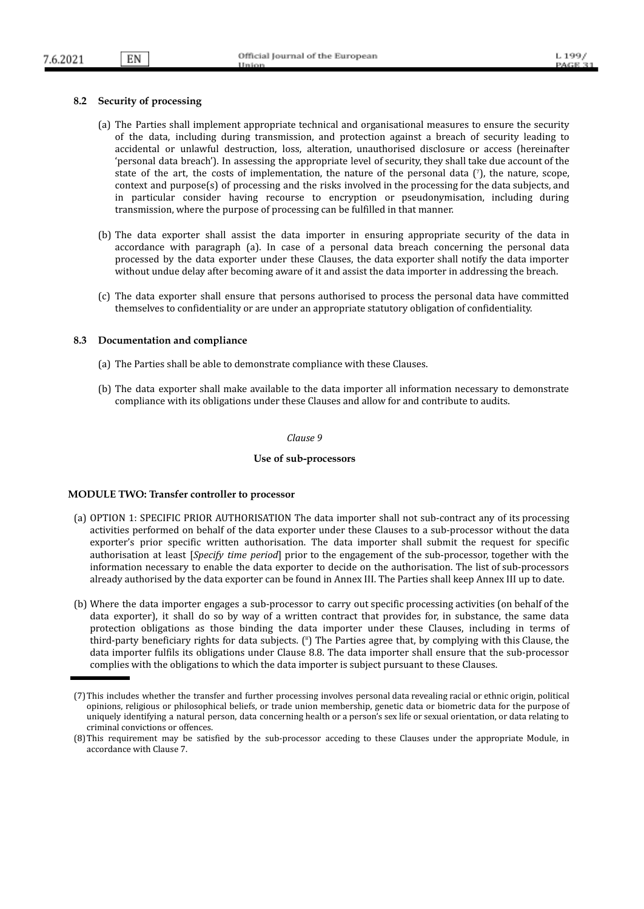### 8.2 Security of processing

(a) The Parties shall implement appropriate technical and organisational measures to ensure the security of the data, including during transmission, and protection against a breach of security leading to accidental or unlawful destruction, loss, alteration, unauthorised disclosure or access (hereinafter 'personal data breach'). In assessing the appropriate level of security, they shall take due account of the state of the art, the costs of implementation, the nature of the personal data ([7]), the nature, scope, context and purpose(s) of processing and the risks involved in the processing for the data subjects, and in particular consider having recourse to encryption or pseudonymisation, including during transmission, where the purpose of processing can be fulfilled in that manner.

(b) The data exporter shall assist the data importer in ensuring appropriate security of the data in accordance with paragraph (a). In case of a personal data breach concerning the personal data processed by the data exporter under these Clauses, the data exporter shall notify the data importer without undue delay after becoming aware of it and assist the data importer in addressing the breach.

(c) The data exporter shall ensure that persons authorised to process the personal data have committed themselves to confidentiality or are under an appropriate statutory obligation of confidentiality.

### 8.3 Documentation and compliance

(a) The Parties shall be able to demonstrate compliance with these Clauses.

(b) The data exporter shall make available to the data importer all information necessary to demonstrate compliance with its obligations under these Clauses and allow for and contribute to audits.

*Clause 9*

**Use of sub-processors**

**MODULE TWO: Transfer controller to processor**

(a) OPTION 1: SPECIFIC PRIOR AUTHORISATION The data importer shall not sub-contract any of its processing activities performed on behalf of the data exporter under these Clauses to a sub-processor without the data exporter's prior specific written authorisation. The data importer shall submit the request for specific authorisation at least [*Specify time period*] prior to the engagement of the sub-processor, together with the information necessary to enable the data exporter to decide on the authorisation. The list of sub-processors already authorised by the data exporter can be found in Annex III. The Parties shall keep Annex III up to date.

(b) Where the data importer engages a sub-processor to carry out specific processing activities (on behalf of the data exporter), it shall do so by way of a written contract that provides for, in substance, the same data protection obligations as those binding the data importer under these Clauses, including in terms of third-party beneficiary rights for data subjects. ([8]) The Parties agree that, by complying with this Clause, the data importer fulfils its obligations under Clause 8.8. The data importer shall ensure that the sub-processor complies with the obligations to which the data importer is subject pursuant to these Clauses.

---

(7) This includes whether the transfer and further processing involves personal data revealing racial or ethnic origin, political opinions, religious or philosophical beliefs, or trade union membership, genetic data or biometric data for the purpose of uniquely identifying a natural person, data concerning health or a person's sex life or sexual orientation, or data relating to criminal convictions or offences.

(8) This requirement may be satisfied by the sub-processor acceding to these Clauses under the appropriate Module, in accordance with Clause 7.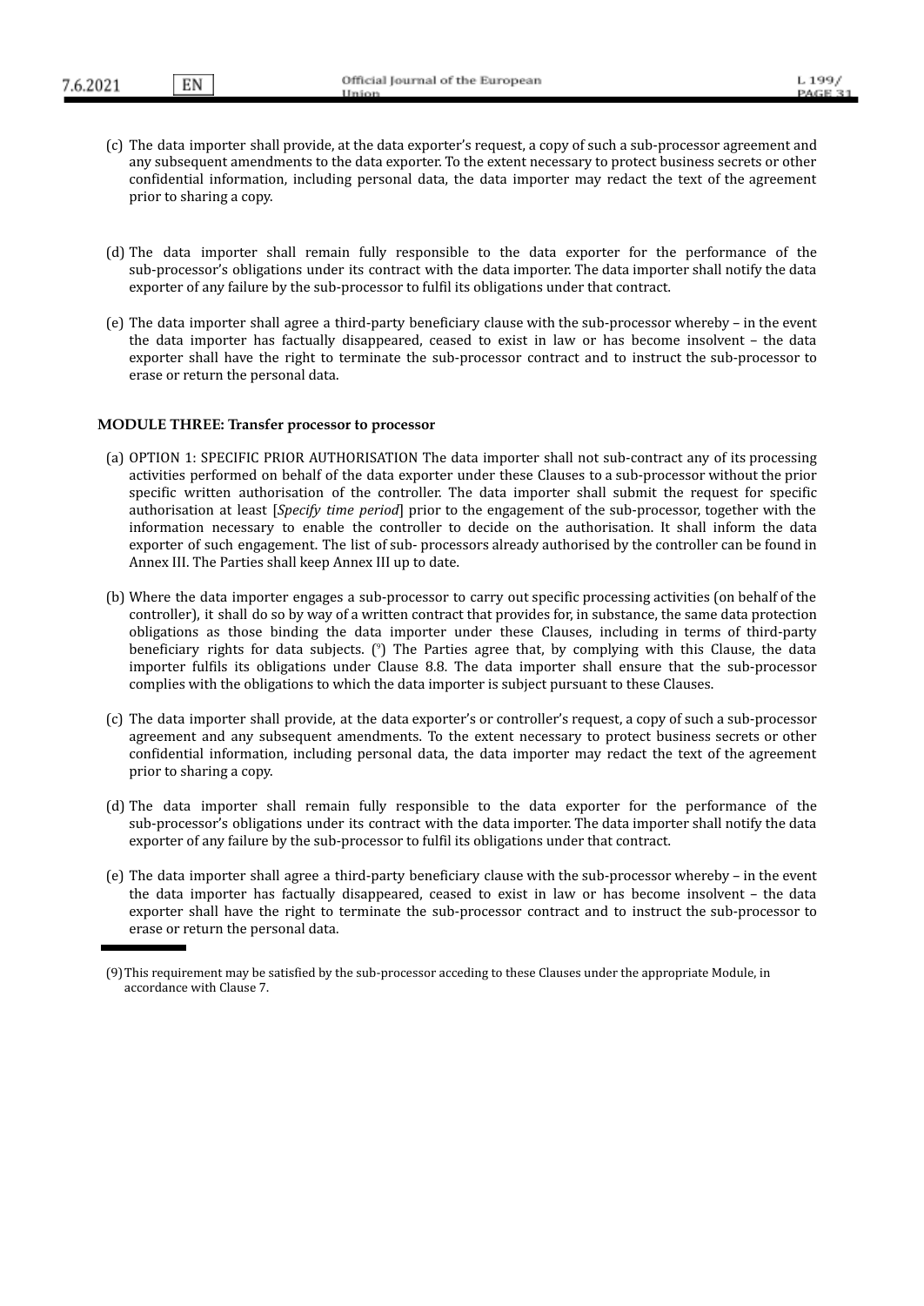(c) The data importer shall provide, at the data exporter's request, a copy of such a sub-processor agreement and any subsequent amendments to the data exporter. To the extent necessary to protect business secrets or other confidential information, including personal data, the data importer may redact the text of the agreement prior to sharing a copy.

(d) The data importer shall remain fully responsible to the data exporter for the performance of the sub-processor's obligations under its contract with the data importer. The data importer shall notify the data exporter of any failure by the sub-processor to fulfil its obligations under that contract.

(e) The data importer shall agree a third-party beneficiary clause with the sub-processor whereby – in the event the data importer has factually disappeared, ceased to exist in law or has become insolvent – the data exporter shall have the right to terminate the sub-processor contract and to instruct the sub-processor to erase or return the personal data.

**MODULE THREE: Transfer processor to processor**

(a) OPTION 1: SPECIFIC PRIOR AUTHORISATION The data importer shall not sub-contract any of its processing activities performed on behalf of the data exporter under these Clauses to a sub-processor without the prior specific written authorisation of the controller. The data importer shall submit the request for specific authorisation at least [*Specify time period*] prior to the engagement of the sub-processor, together with the information necessary to enable the controller to decide on the authorisation. It shall inform the data exporter of such engagement. The list of sub- processors already authorised by the controller can be found in Annex III. The Parties shall keep Annex III up to date.

(b) Where the data importer engages a sub-processor to carry out specific processing activities (on behalf of the controller), it shall do so by way of a written contract that provides for, in substance, the same data protection obligations as those binding the data importer under these Clauses, including in terms of third-party beneficiary rights for data subjects. [9] The Parties agree that, by complying with this Clause, the data importer fulfils its obligations under Clause 8.8. The data importer shall ensure that the sub-processor complies with the obligations to which the data importer is subject pursuant to these Clauses.

(c) The data importer shall provide, at the data exporter's or controller's request, a copy of such a sub-processor agreement and any subsequent amendments. To the extent necessary to protect business secrets or other confidential information, including personal data, the data importer may redact the text of the agreement prior to sharing a copy.

(d) The data importer shall remain fully responsible to the data exporter for the performance of the sub-processor's obligations under its contract with the data importer. The data importer shall notify the data exporter of any failure by the sub-processor to fulfil its obligations under that contract.

(e) The data importer shall agree a third-party beneficiary clause with the sub-processor whereby – in the event the data importer has factually disappeared, ceased to exist in law or has become insolvent – the data exporter shall have the right to terminate the sub-processor contract and to instruct the sub-processor to erase or return the personal data.

---

(9) This requirement may be satisfied by the sub-processor acceding to these Clauses under the appropriate Module, in accordance with Clause 7.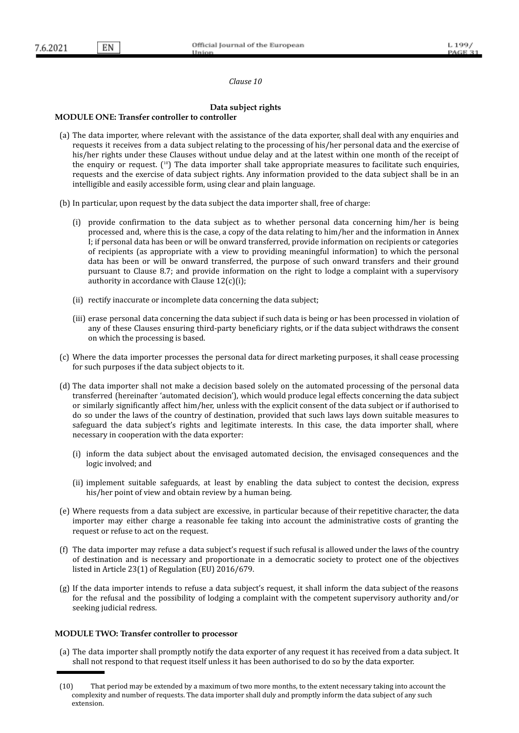*Clause 10*

**Data subject rights**

**MODULE ONE: Transfer controller to controller**

(a) The data importer, where relevant with the assistance of the data exporter, shall deal with any enquiries and requests it receives from a data subject relating to the processing of his/her personal data and the exercise of his/her rights under these Clauses without undue delay and at the latest within one month of the receipt of the enquiry or request. ([10]) The data importer shall take appropriate measures to facilitate such enquiries, requests and the exercise of data subject rights. Any information provided to the data subject shall be in an intelligible and easily accessible form, using clear and plain language.

(b) In particular, upon request by the data subject the data importer shall, free of charge:

(i) provide confirmation to the data subject as to whether personal data concerning him/her is being processed and, where this is the case, a copy of the data relating to him/her and the information in Annex I; if personal data has been or will be onward transferred, provide information on recipients or categories of recipients (as appropriate with a view to providing meaningful information) to which the personal data has been or will be onward transferred, the purpose of such onward transfers and their ground pursuant to Clause 8.7; and provide information on the right to lodge a complaint with a supervisory authority in accordance with Clause 12(c)(i);

(ii) rectify inaccurate or incomplete data concerning the data subject;

(iii) erase personal data concerning the data subject if such data is being or has been processed in violation of any of these Clauses ensuring third-party beneficiary rights, or if the data subject withdraws the consent on which the processing is based.

(c) Where the data importer processes the personal data for direct marketing purposes, it shall cease processing for such purposes if the data subject objects to it.

(d) The data importer shall not make a decision based solely on the automated processing of the personal data transferred (hereinafter 'automated decision'), which would produce legal effects concerning the data subject or similarly significantly affect him/her, unless with the explicit consent of the data subject or if authorised to do so under the laws of the country of destination, provided that such laws lays down suitable measures to safeguard the data subject's rights and legitimate interests. In this case, the data importer shall, where necessary in cooperation with the data exporter:

(i) inform the data subject about the envisaged automated decision, the envisaged consequences and the logic involved; and

(ii) implement suitable safeguards, at least by enabling the data subject to contest the decision, express his/her point of view and obtain review by a human being.

(e) Where requests from a data subject are excessive, in particular because of their repetitive character, the data importer may either charge a reasonable fee taking into account the administrative costs of granting the request or refuse to act on the request.

(f) The data importer may refuse a data subject's request if such refusal is allowed under the laws of the country of destination and is necessary and proportionate in a democratic society to protect one of the objectives listed in Article 23(1) of Regulation (EU) 2016/679.

(g) If the data importer intends to refuse a data subject's request, it shall inform the data subject of the reasons for the refusal and the possibility of lodging a complaint with the competent supervisory authority and/or seeking judicial redress.

**MODULE TWO: Transfer controller to processor**

(a) The data importer shall promptly notify the data exporter of any request it has received from a data subject. It shall not respond to that request itself unless it has been authorised to do so by the data exporter.

(10) That period may be extended by a maximum of two more months, to the extent necessary taking into account the complexity and number of requests. The data importer shall duly and promptly inform the data subject of any such extension.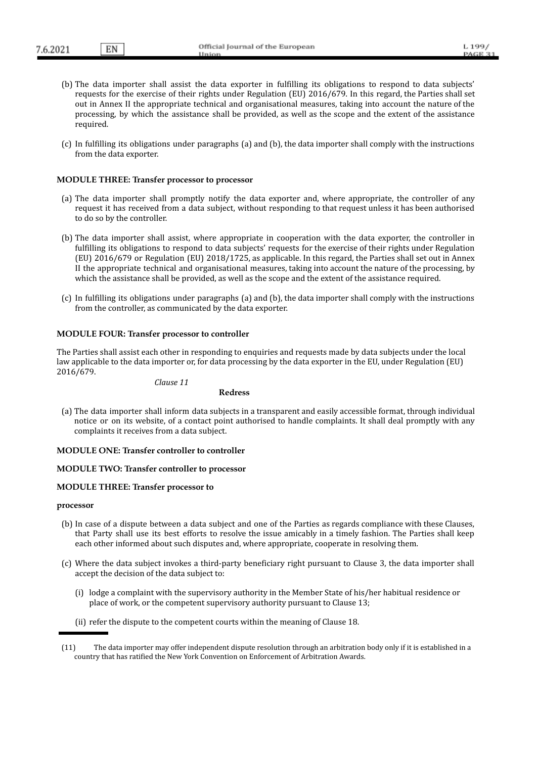(b) The data importer shall assist the data exporter in fulfilling its obligations to respond to data subjects' requests for the exercise of their rights under Regulation (EU) 2016/679. In this regard, the Parties shall set out in Annex II the appropriate technical and organisational measures, taking into account the nature of the processing, by which the assistance shall be provided, as well as the scope and the extent of the assistance required.

(c) In fulfilling its obligations under paragraphs (a) and (b), the data importer shall comply with the instructions from the data exporter.

**MODULE THREE: Transfer processor to processor**

(a) The data importer shall promptly notify the data exporter and, where appropriate, the controller of any request it has received from a data subject, without responding to that request unless it has been authorised to do so by the controller.

(b) The data importer shall assist, where appropriate in cooperation with the data exporter, the controller in fulfilling its obligations to respond to data subjects' requests for the exercise of their rights under Regulation (EU) 2016/679 or Regulation (EU) 2018/1725, as applicable. In this regard, the Parties shall set out in Annex II the appropriate technical and organisational measures, taking into account the nature of the processing, by which the assistance shall be provided, as well as the scope and the extent of the assistance required.

(c) In fulfilling its obligations under paragraphs (a) and (b), the data importer shall comply with the instructions from the controller, as communicated by the data exporter.

**MODULE FOUR: Transfer processor to controller**

The Parties shall assist each other in responding to enquiries and requests made by data subjects under the local law applicable to the data importer or, for data processing by the data exporter in the EU, under Regulation (EU) 2016/679.

*Clause 11*

**Redress**

(a) The data importer shall inform data subjects in a transparent and easily accessible format, through individual notice or on its website, of a contact point authorised to handle complaints. It shall deal promptly with any complaints it receives from a data subject.

**MODULE ONE: Transfer controller to controller**

**MODULE TWO: Transfer controller to processor**

**MODULE THREE: Transfer processor to processor**

(b) In case of a dispute between a data subject and one of the Parties as regards compliance with these Clauses, that Party shall use its best efforts to resolve the issue amicably in a timely fashion. The Parties shall keep each other informed about such disputes and, where appropriate, cooperate in resolving them.

(c) Where the data subject invokes a third-party beneficiary right pursuant to Clause 3, the data importer shall accept the decision of the data subject to:

(i) lodge a complaint with the supervisory authority in the Member State of his/her habitual residence or place of work, or the competent supervisory authority pursuant to Clause 13;

(ii) refer the dispute to the competent courts within the meaning of Clause 18.

---

(11) The data importer may offer independent dispute resolution through an arbitration body only if it is established in a country that has ratified the New York Convention on Enforcement of Arbitration Awards.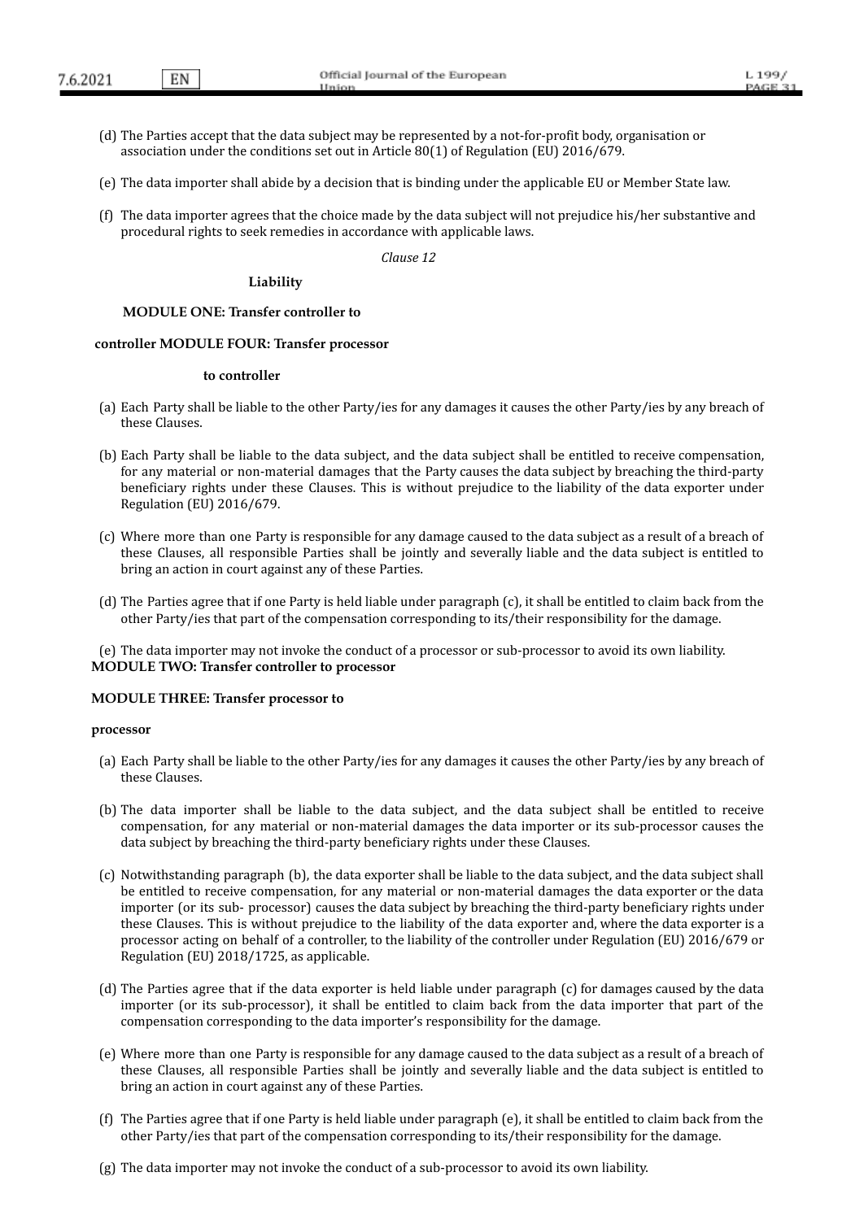(d) The Parties accept that the data subject may be represented by a not-for-profit body, organisation or association under the conditions set out in Article 80(1) of Regulation (EU) 2016/679.

(e) The data importer shall abide by a decision that is binding under the applicable EU or Member State law.

(f) The data importer agrees that the choice made by the data subject will not prejudice his/her substantive and procedural rights to seek remedies in accordance with applicable laws.

*Clause 12*

**Liability**

**MODULE ONE: Transfer controller to controller MODULE FOUR: Transfer processor to controller**

(a) Each Party shall be liable to the other Party/ies for any damages it causes the other Party/ies by any breach of these Clauses.

(b) Each Party shall be liable to the data subject, and the data subject shall be entitled to receive compensation, for any material or non-material damages that the Party causes the data subject by breaching the third-party beneficiary rights under these Clauses. This is without prejudice to the liability of the data exporter under Regulation (EU) 2016/679.

(c) Where more than one Party is responsible for any damage caused to the data subject as a result of a breach of these Clauses, all responsible Parties shall be jointly and severally liable and the data subject is entitled to bring an action in court against any of these Parties.

(d) The Parties agree that if one Party is held liable under paragraph (c), it shall be entitled to claim back from the other Party/ies that part of the compensation corresponding to its/their responsibility for the damage.

(e) The data importer may not invoke the conduct of a processor or sub-processor to avoid its own liability.

**MODULE TWO: Transfer controller to processor**

**MODULE THREE: Transfer processor to processor**

(a) Each Party shall be liable to the other Party/ies for any damages it causes the other Party/ies by any breach of these Clauses.

(b) The data importer shall be liable to the data subject, and the data subject shall be entitled to receive compensation, for any material or non-material damages the data importer or its sub-processor causes the data subject by breaching the third-party beneficiary rights under these Clauses.

(c) Notwithstanding paragraph (b), the data exporter shall be liable to the data subject, and the data subject shall be entitled to receive compensation, for any material or non-material damages the data exporter or the data importer (or its sub- processor) causes the data subject by breaching the third-party beneficiary rights under these Clauses. This is without prejudice to the liability of the data exporter and, where the data exporter is a processor acting on behalf of a controller, to the liability of the controller under Regulation (EU) 2016/679 or Regulation (EU) 2018/1725, as applicable.

(d) The Parties agree that if the data exporter is held liable under paragraph (c) for damages caused by the data importer (or its sub-processor), it shall be entitled to claim back from the data importer that part of the compensation corresponding to the data importer's responsibility for the damage.

(e) Where more than one Party is responsible for any damage caused to the data subject as a result of a breach of these Clauses, all responsible Parties shall be jointly and severally liable and the data subject is entitled to bring an action in court against any of these Parties.

(f) The Parties agree that if one Party is held liable under paragraph (e), it shall be entitled to claim back from the other Party/ies that part of the compensation corresponding to its/their responsibility for the damage.

(g) The data importer may not invoke the conduct of a sub-processor to avoid its own liability.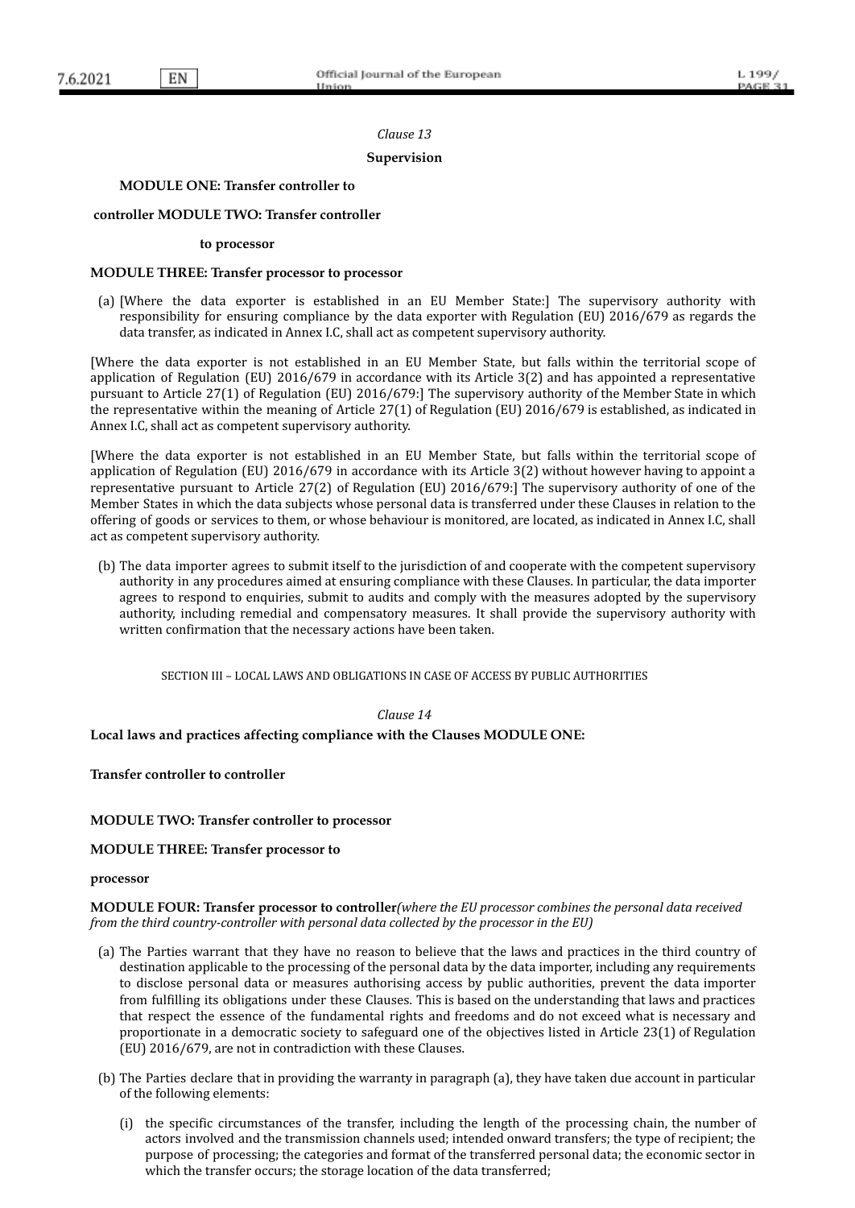*Clause 13*

**Supervision**

**MODULE ONE: Transfer controller to**

**controller MODULE TWO: Transfer controller**

**to processor**

**MODULE THREE: Transfer processor to processor**

(a) [Where the data exporter is established in an EU Member State:] The supervisory authority with responsibility for ensuring compliance by the data exporter with Regulation (EU) 2016/679 as regards the data transfer, as indicated in Annex I.C, shall act as competent supervisory authority.

[Where the data exporter is not established in an EU Member State, but falls within the territorial scope of application of Regulation (EU) 2016/679 in accordance with its Article 3(2) and has appointed a representative pursuant to Article 27(1) of Regulation (EU) 2016/679:] The supervisory authority of the Member State in which the representative within the meaning of Article 27(1) of Regulation (EU) 2016/679 is established, as indicated in Annex I.C, shall act as competent supervisory authority.

[Where the data exporter is not established in an EU Member State, but falls within the territorial scope of application of Regulation (EU) 2016/679 in accordance with its Article 3(2) without however having to appoint a representative pursuant to Article 27(2) of Regulation (EU) 2016/679:] The supervisory authority of one of the Member States in which the data subjects whose personal data is transferred under these Clauses in relation to the offering of goods or services to them, or whose behaviour is monitored, are located, as indicated in Annex I.C, shall act as competent supervisory authority.

(b) The data importer agrees to submit itself to the jurisdiction of and cooperate with the competent supervisory authority in any procedures aimed at ensuring compliance with these Clauses. In particular, the data importer agrees to respond to enquiries, submit to audits and comply with the measures adopted by the supervisory authority, including remedial and compensatory measures. It shall provide the supervisory authority with written confirmation that the necessary actions have been taken.

SECTION III – LOCAL LAWS AND OBLIGATIONS IN CASE OF ACCESS BY PUBLIC AUTHORITIES

*Clause 14*

**Local laws and practices affecting compliance with the Clauses MODULE ONE:**

**Transfer controller to controller**

**MODULE TWO: Transfer controller to processor**

**MODULE THREE: Transfer processor to**

**processor**

**MODULE FOUR: Transfer processor to controller***(where the EU processor combines the personal data received from the third country-controller with personal data collected by the processor in the EU)*

(a) The Parties warrant that they have no reason to believe that the laws and practices in the third country of destination applicable to the processing of the personal data by the data importer, including any requirements to disclose personal data or measures authorising access by public authorities, prevent the data importer from fulfilling its obligations under these Clauses. This is based on the understanding that laws and practices that respect the essence of the fundamental rights and freedoms and do not exceed what is necessary and proportionate in a democratic society to safeguard one of the objectives listed in Article 23(1) of Regulation (EU) 2016/679, are not in contradiction with these Clauses.

(b) The Parties declare that in providing the warranty in paragraph (a), they have taken due account in particular of the following elements:

(i) the specific circumstances of the transfer, including the length of the processing chain, the number of actors involved and the transmission channels used; intended onward transfers; the type of recipient; the purpose of processing; the categories and format of the transferred personal data; the economic sector in which the transfer occurs; the storage location of the data transferred;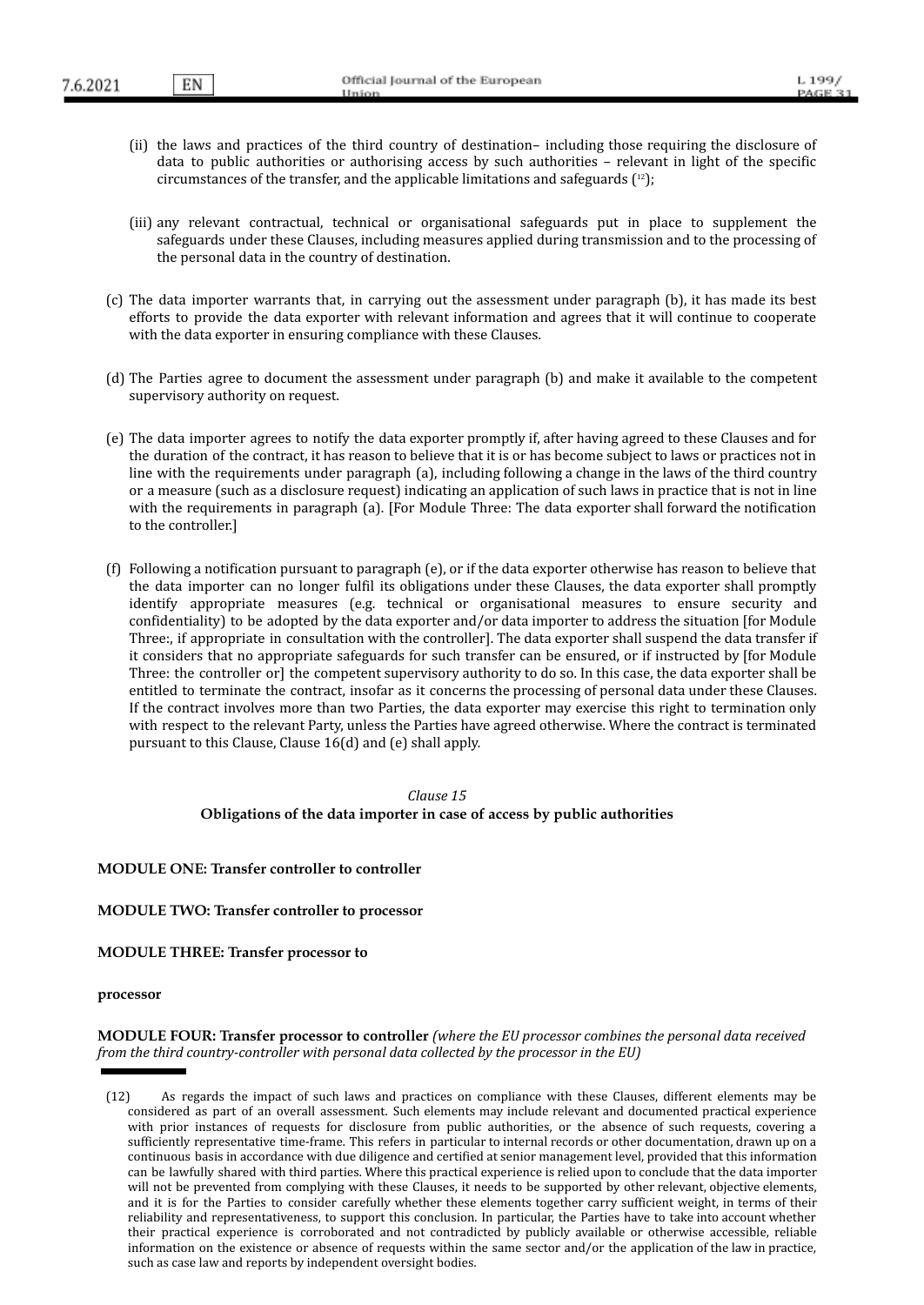(ii) the laws and practices of the third country of destination– including those requiring the disclosure of data to public authorities or authorising access by such authorities – relevant in light of the specific circumstances of the transfer, and the applicable limitations and safeguards [12];

(iii) any relevant contractual, technical or organisational safeguards put in place to supplement the safeguards under these Clauses, including measures applied during transmission and to the processing of the personal data in the country of destination.

(c) The data importer warrants that, in carrying out the assessment under paragraph (b), it has made its best efforts to provide the data exporter with relevant information and agrees that it will continue to cooperate with the data exporter in ensuring compliance with these Clauses.

(d) The Parties agree to document the assessment under paragraph (b) and make it available to the competent supervisory authority on request.

(e) The data importer agrees to notify the data exporter promptly if, after having agreed to these Clauses and for the duration of the contract, it has reason to believe that it is or has become subject to laws or practices not in line with the requirements under paragraph (a), including following a change in the laws of the third country or a measure (such as a disclosure request) indicating an application of such laws in practice that is not in line with the requirements in paragraph (a). [For Module Three: The data exporter shall forward the notification to the controller.]

(f) Following a notification pursuant to paragraph (e), or if the data exporter otherwise has reason to believe that the data importer can no longer fulfil its obligations under these Clauses, the data exporter shall promptly identify appropriate measures (e.g. technical or organisational measures to ensure security and confidentiality) to be adopted by the data exporter and/or data importer to address the situation [for Module Three:, if appropriate in consultation with the controller]. The data exporter shall suspend the data transfer if it considers that no appropriate safeguards for such transfer can be ensured, or if instructed by [for Module Three: the controller or] the competent supervisory authority to do so. In this case, the data exporter shall be entitled to terminate the contract, insofar as it concerns the processing of personal data under these Clauses. If the contract involves more than two Parties, the data exporter may exercise this right to termination only with respect to the relevant Party, unless the Parties have agreed otherwise. Where the contract is terminated pursuant to this Clause, Clause 16(d) and (e) shall apply.

*Clause 15*

**Obligations of the data importer in case of access by public authorities**

**MODULE ONE: Transfer controller to controller**

**MODULE TWO: Transfer controller to processor**

**MODULE THREE: Transfer processor to**

**processor**

**MODULE FOUR: Transfer processor to controller** *(where the EU processor combines the personal data received from the third country-controller with personal data collected by the processor in the EU)*

(12) As regards the impact of such laws and practices on compliance with these Clauses, different elements may be considered as part of an overall assessment. Such elements may include relevant and documented practical experience with prior instances of requests for disclosure from public authorities, or the absence of such requests, covering a sufficiently representative time-frame. This refers in particular to internal records or other documentation, drawn up on a continuous basis in accordance with due diligence and certified at senior management level, provided that this information can be lawfully shared with third parties. Where this practical experience is relied upon to conclude that the data importer will not be prevented from complying with these Clauses, it needs to be supported by other relevant, objective elements, and it is for the Parties to consider carefully whether these elements together carry sufficient weight, in terms of their reliability and representativeness, to support this conclusion. In particular, the Parties have to take into account whether their practical experience is corroborated and not contradicted by publicly available or otherwise accessible, reliable information on the existence or absence of requests within the same sector and/or the application of the law in practice, such as case law and reports by independent oversight bodies.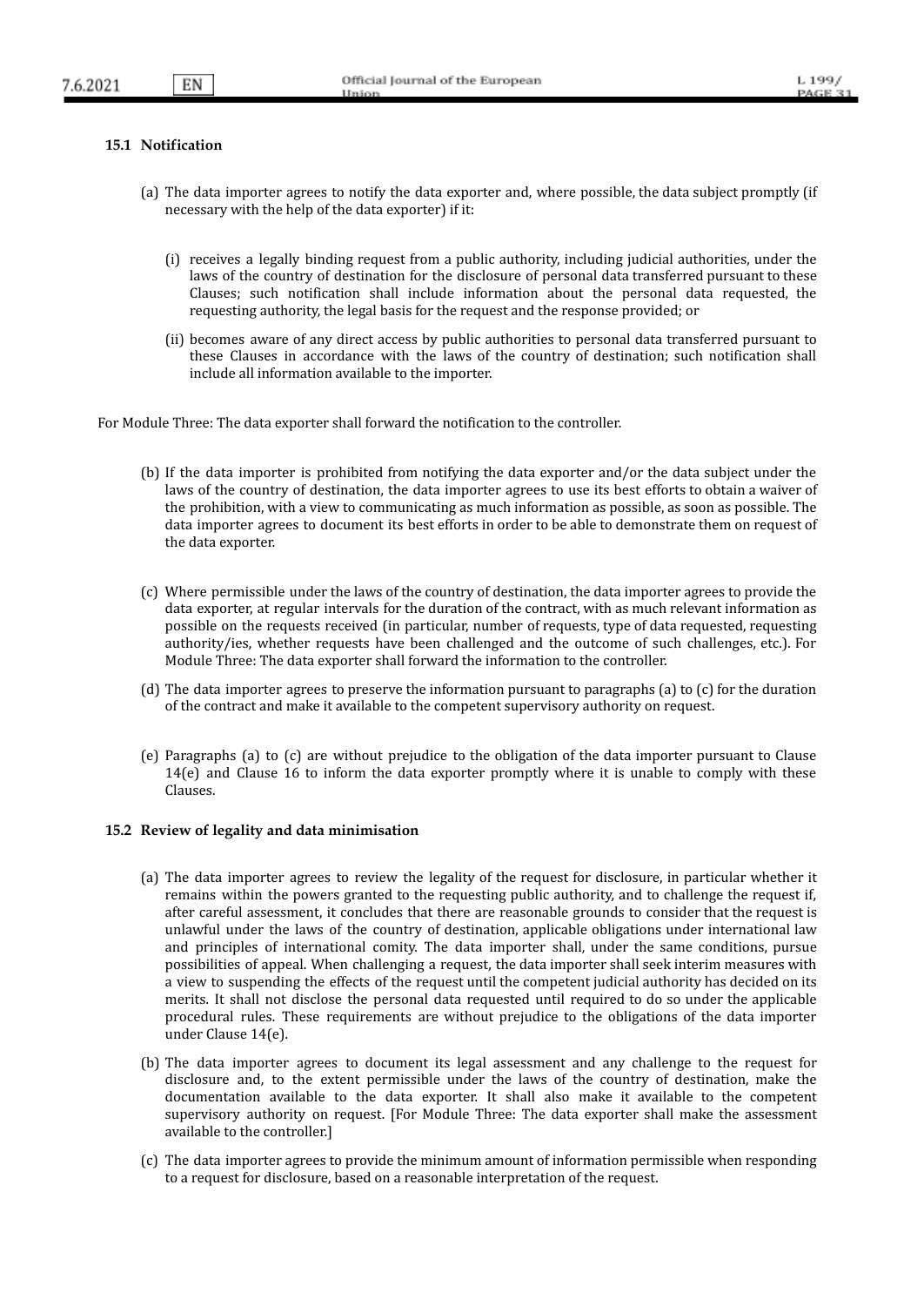### 15.1 Notification

(a) The data importer agrees to notify the data exporter and, where possible, the data subject promptly (if necessary with the help of the data exporter) if it:

(i) receives a legally binding request from a public authority, including judicial authorities, under the laws of the country of destination for the disclosure of personal data transferred pursuant to these Clauses; such notification shall include information about the personal data requested, the requesting authority, the legal basis for the request and the response provided; or

(ii) becomes aware of any direct access by public authorities to personal data transferred pursuant to these Clauses in accordance with the laws of the country of destination; such notification shall include all information available to the importer.

For Module Three: The data exporter shall forward the notification to the controller.

(b) If the data importer is prohibited from notifying the data exporter and/or the data subject under the laws of the country of destination, the data importer agrees to use its best efforts to obtain a waiver of the prohibition, with a view to communicating as much information as possible, as soon as possible. The data importer agrees to document its best efforts in order to be able to demonstrate them on request of the data exporter.

(c) Where permissible under the laws of the country of destination, the data importer agrees to provide the data exporter, at regular intervals for the duration of the contract, with as much relevant information as possible on the requests received (in particular, number of requests, type of data requested, requesting authority/ies, whether requests have been challenged and the outcome of such challenges, etc.). For Module Three: The data exporter shall forward the information to the controller.

(d) The data importer agrees to preserve the information pursuant to paragraphs (a) to (c) for the duration of the contract and make it available to the competent supervisory authority on request.

(e) Paragraphs (a) to (c) are without prejudice to the obligation of the data importer pursuant to Clause 14(e) and Clause 16 to inform the data exporter promptly where it is unable to comply with these Clauses.

### 15.2 Review of legality and data minimisation

(a) The data importer agrees to review the legality of the request for disclosure, in particular whether it remains within the powers granted to the requesting public authority, and to challenge the request if, after careful assessment, it concludes that there are reasonable grounds to consider that the request is unlawful under the laws of the country of destination, applicable obligations under international law and principles of international comity. The data importer shall, under the same conditions, pursue possibilities of appeal. When challenging a request, the data importer shall seek interim measures with a view to suspending the effects of the request until the competent judicial authority has decided on its merits. It shall not disclose the personal data requested until required to do so under the applicable procedural rules. These requirements are without prejudice to the obligations of the data importer under Clause 14(e).

(b) The data importer agrees to document its legal assessment and any challenge to the request for disclosure and, to the extent permissible under the laws of the country of destination, make the documentation available to the data exporter. It shall also make it available to the competent supervisory authority on request. [For Module Three: The data exporter shall make the assessment available to the controller.]

(c) The data importer agrees to provide the minimum amount of information permissible when responding to a request for disclosure, based on a reasonable interpretation of the request.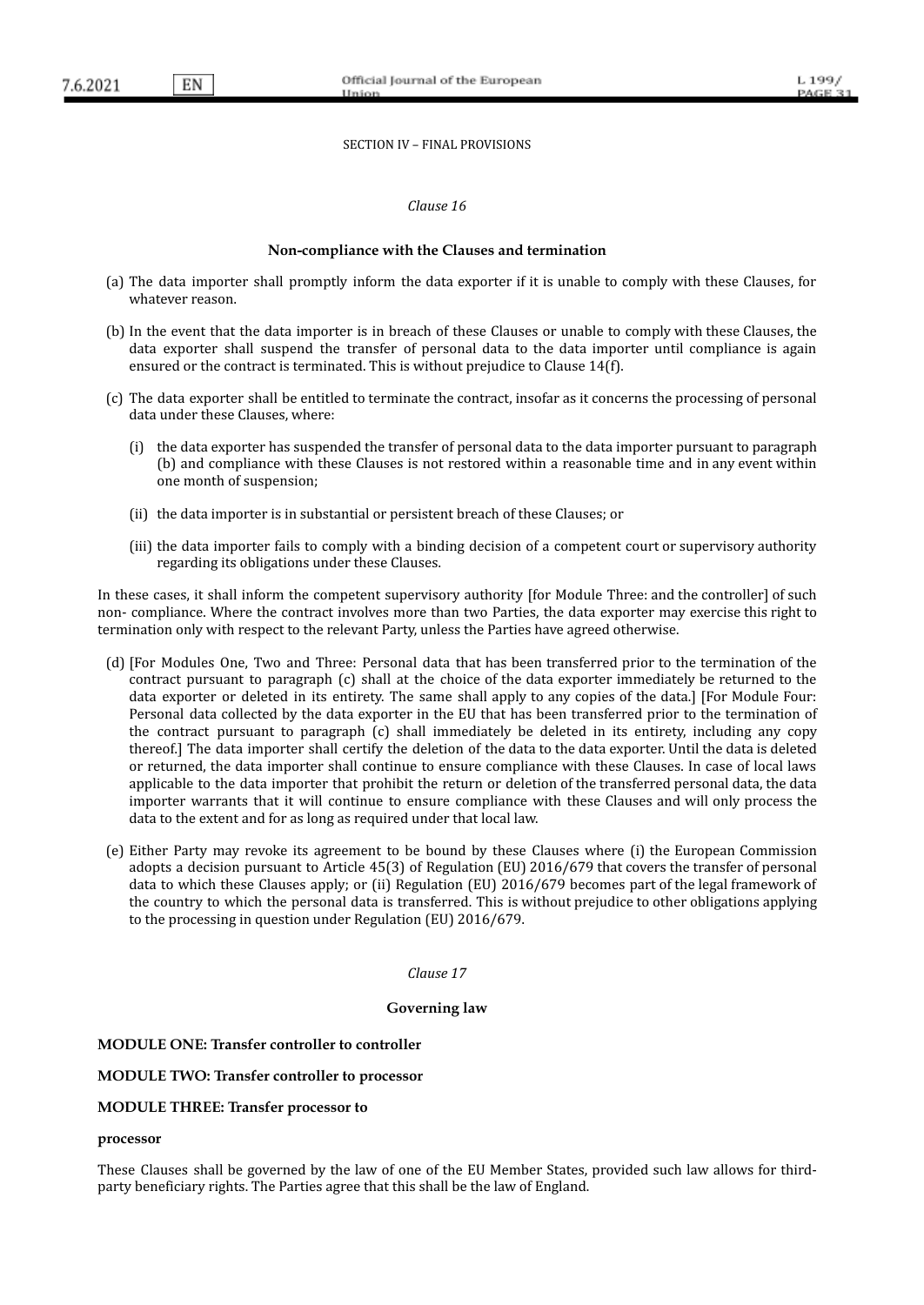SECTION IV – FINAL PROVISIONS

*Clause 16*

**Non-compliance with the Clauses and termination**

(a) The data importer shall promptly inform the data exporter if it is unable to comply with these Clauses, for whatever reason.

(b) In the event that the data importer is in breach of these Clauses or unable to comply with these Clauses, the data exporter shall suspend the transfer of personal data to the data importer until compliance is again ensured or the contract is terminated. This is without prejudice to Clause 14(f).

(c) The data exporter shall be entitled to terminate the contract, insofar as it concerns the processing of personal data under these Clauses, where:

   (i) the data exporter has suspended the transfer of personal data to the data importer pursuant to paragraph (b) and compliance with these Clauses is not restored within a reasonable time and in any event within one month of suspension;

   (ii) the data importer is in substantial or persistent breach of these Clauses; or

   (iii) the data importer fails to comply with a binding decision of a competent court or supervisory authority regarding its obligations under these Clauses.

In these cases, it shall inform the competent supervisory authority [for Module Three: and the controller] of such non- compliance. Where the contract involves more than two Parties, the data exporter may exercise this right to termination only with respect to the relevant Party, unless the Parties have agreed otherwise.

(d) [For Modules One, Two and Three: Personal data that has been transferred prior to the termination of the contract pursuant to paragraph (c) shall at the choice of the data exporter immediately be returned to the data exporter or deleted in its entirety. The same shall apply to any copies of the data.] [For Module Four: Personal data collected by the data exporter in the EU that has been transferred prior to the termination of the contract pursuant to paragraph (c) shall immediately be deleted in its entirety, including any copy thereof.] The data importer shall certify the deletion of the data to the data exporter. Until the data is deleted or returned, the data importer shall continue to ensure compliance with these Clauses. In case of local laws applicable to the data importer that prohibit the return or deletion of the transferred personal data, the data importer warrants that it will continue to ensure compliance with these Clauses and will only process the data to the extent and for as long as required under that local law.

(e) Either Party may revoke its agreement to be bound by these Clauses where (i) the European Commission adopts a decision pursuant to Article 45(3) of Regulation (EU) 2016/679 that covers the transfer of personal data to which these Clauses apply; or (ii) Regulation (EU) 2016/679 becomes part of the legal framework of the country to which the personal data is transferred. This is without prejudice to other obligations applying to the processing in question under Regulation (EU) 2016/679.

*Clause 17*

**Governing law**

**MODULE ONE: Transfer controller to controller**

**MODULE TWO: Transfer controller to processor**

**MODULE THREE: Transfer processor to**

**processor**

These Clauses shall be governed by the law of one of the EU Member States, provided such law allows for third-party beneficiary rights. The Parties agree that this shall be the law of England.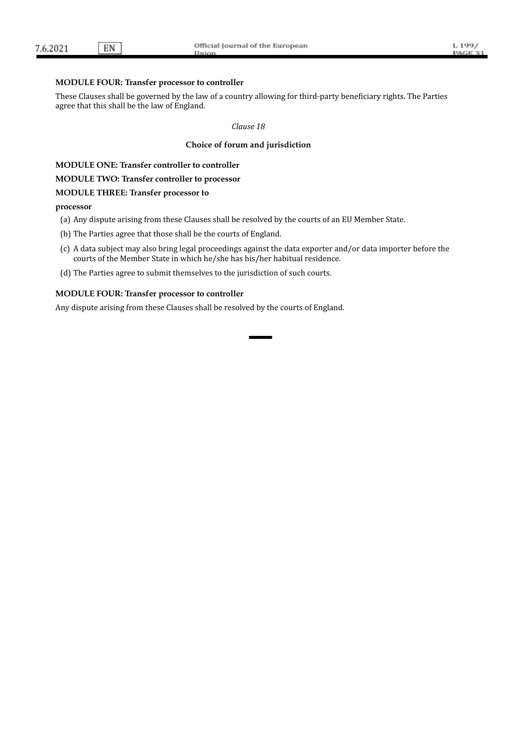**MODULE FOUR: Transfer processor to controller**

These Clauses shall be governed by the law of a country allowing for third-party beneficiary rights. The Parties agree that this shall be the law of England.

*Clause 18*

**Choice of forum and jurisdiction**

**MODULE ONE: Transfer controller to controller**

**MODULE TWO: Transfer controller to processor**

**MODULE THREE: Transfer processor to processor**

(a) Any dispute arising from these Clauses shall be resolved by the courts of an EU Member State.

(b) The Parties agree that those shall be the courts of England.

(c) A data subject may also bring legal proceedings against the data exporter and/or data importer before the courts of the Member State in which he/she has his/her habitual residence.

(d) The Parties agree to submit themselves to the jurisdiction of such courts.

**MODULE FOUR: Transfer processor to controller**

Any dispute arising from these Clauses shall be resolved by the courts of England.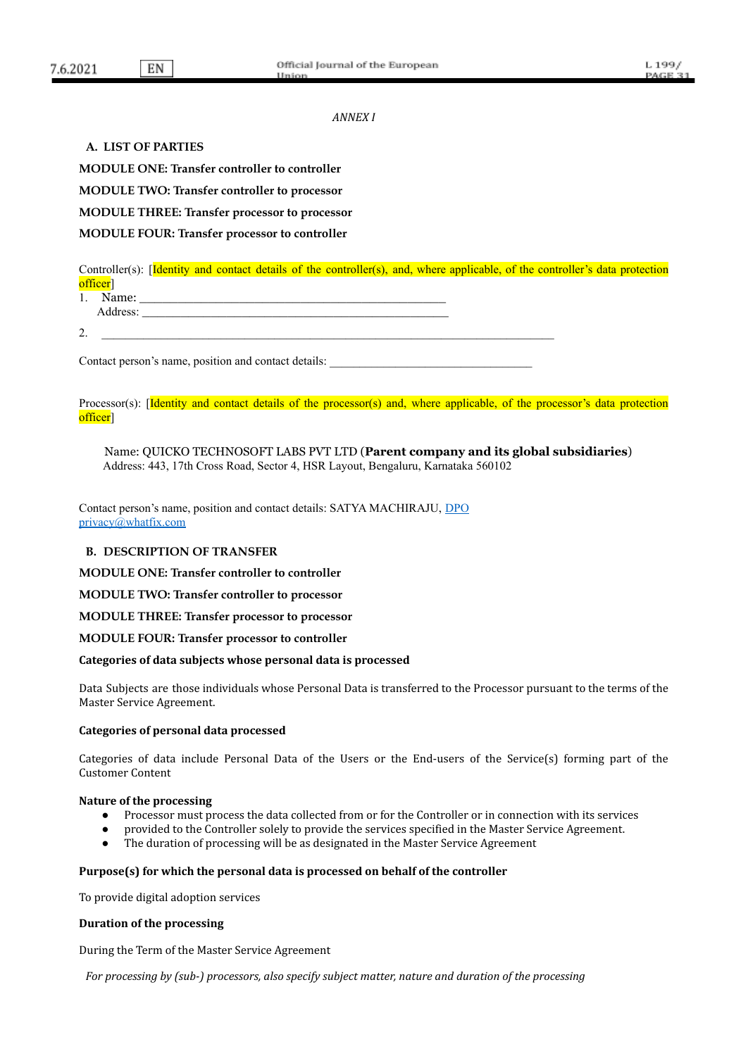*ANNEX I*

## A. LIST OF PARTIES

**MODULE ONE: Transfer controller to controller**

**MODULE TWO: Transfer controller to processor**

**MODULE THREE: Transfer processor to processor**

**MODULE FOUR: Transfer processor to controller**

Controller(s): [Identity and contact details of the controller(s), and, where applicable, of the controller's data protection officer]

1. Name: ___________________________________________________
   Address: ___________________________________________________
2. ___________________________________________________________________________

Contact person's name, position and contact details: ___________________________________

Processor(s): [Identity and contact details of the processor(s) and, where applicable, of the processor's data protection officer]

Name: QUICKO TECHNOSOFT LABS PVT LTD (**Parent company and its global subsidiaries**)
Address: 443, 17th Cross Road, Sector 4, HSR Layout, Bengaluru, Karnataka 560102

Contact person's name, position and contact details: SATYA MACHIRAJU, DPO
privacy@whatfix.com

## B. DESCRIPTION OF TRANSFER

**MODULE ONE: Transfer controller to controller**

**MODULE TWO: Transfer controller to processor**

**MODULE THREE: Transfer processor to processor**

**MODULE FOUR: Transfer processor to controller**

**Categories of data subjects whose personal data is processed**

Data Subjects are those individuals whose Personal Data is transferred to the Processor pursuant to the terms of the Master Service Agreement.

**Categories of personal data processed**

Categories of data include Personal Data of the Users or the End-users of the Service(s) forming part of the Customer Content

**Nature of the processing**

- Processor must process the data collected from or for the Controller or in connection with its services
- provided to the Controller solely to provide the services specified in the Master Service Agreement.
- The duration of processing will be as designated in the Master Service Agreement

**Purpose(s) for which the personal data is processed on behalf of the controller**

To provide digital adoption services

**Duration of the processing**

During the Term of the Master Service Agreement

*For processing by (sub-) processors, also specify subject matter, nature and duration of the processing*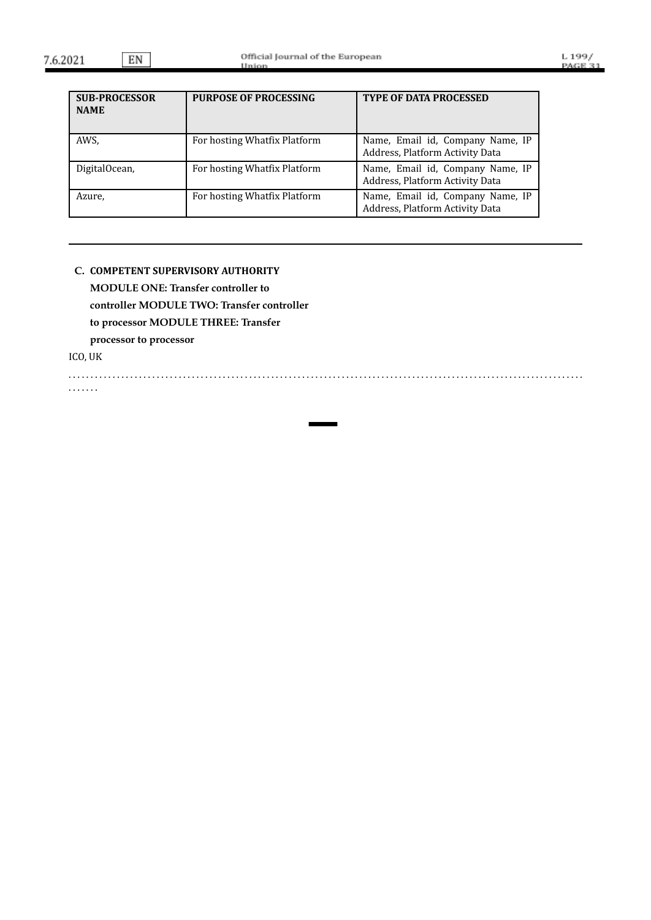| SUB-PROCESSOR NAME | PURPOSE OF PROCESSING | TYPE OF DATA PROCESSED |
|---|---|---|
| AWS, | For hosting Whatfix Platform | Name, Email id, Company Name, IP Address, Platform Activity Data |
| DigitalOcean, | For hosting Whatfix Platform | Name, Email id, Company Name, IP Address, Platform Activity Data |
| Azure, | For hosting Whatfix Platform | Name, Email id, Company Name, IP Address, Platform Activity Data |

---

**C. COMPETENT SUPERVISORY AUTHORITY**

**MODULE ONE: Transfer controller to controller MODULE TWO: Transfer controller to processor MODULE THREE: Transfer processor to processor**

ICO, UK

..........................................................................................................................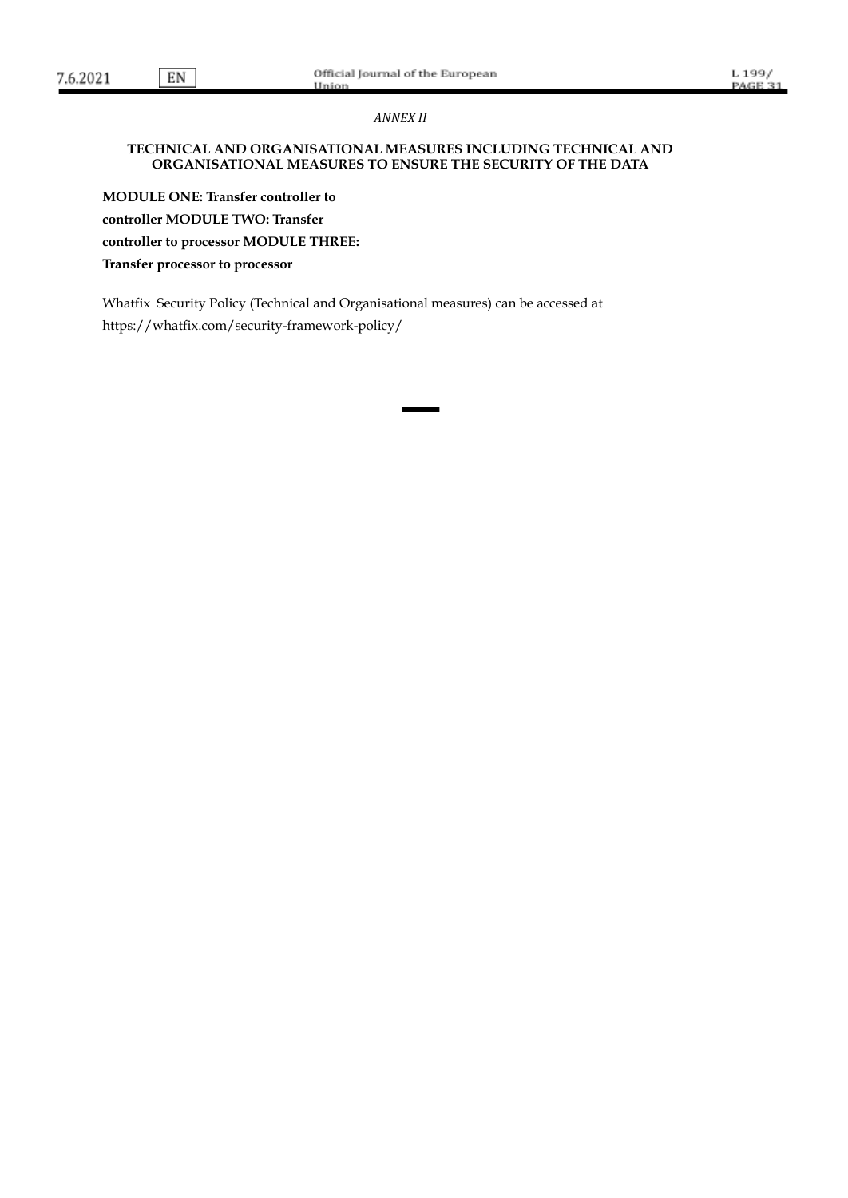*ANNEX II*

**TECHNICAL AND ORGANISATIONAL MEASURES INCLUDING TECHNICAL AND ORGANISATIONAL MEASURES TO ENSURE THE SECURITY OF THE DATA**

**MODULE ONE: Transfer controller to controller MODULE TWO: Transfer controller to processor MODULE THREE: Transfer processor to processor**

Whatfix Security Policy (Technical and Organisational measures) can be accessed at https://whatfix.com/security-framework-policy/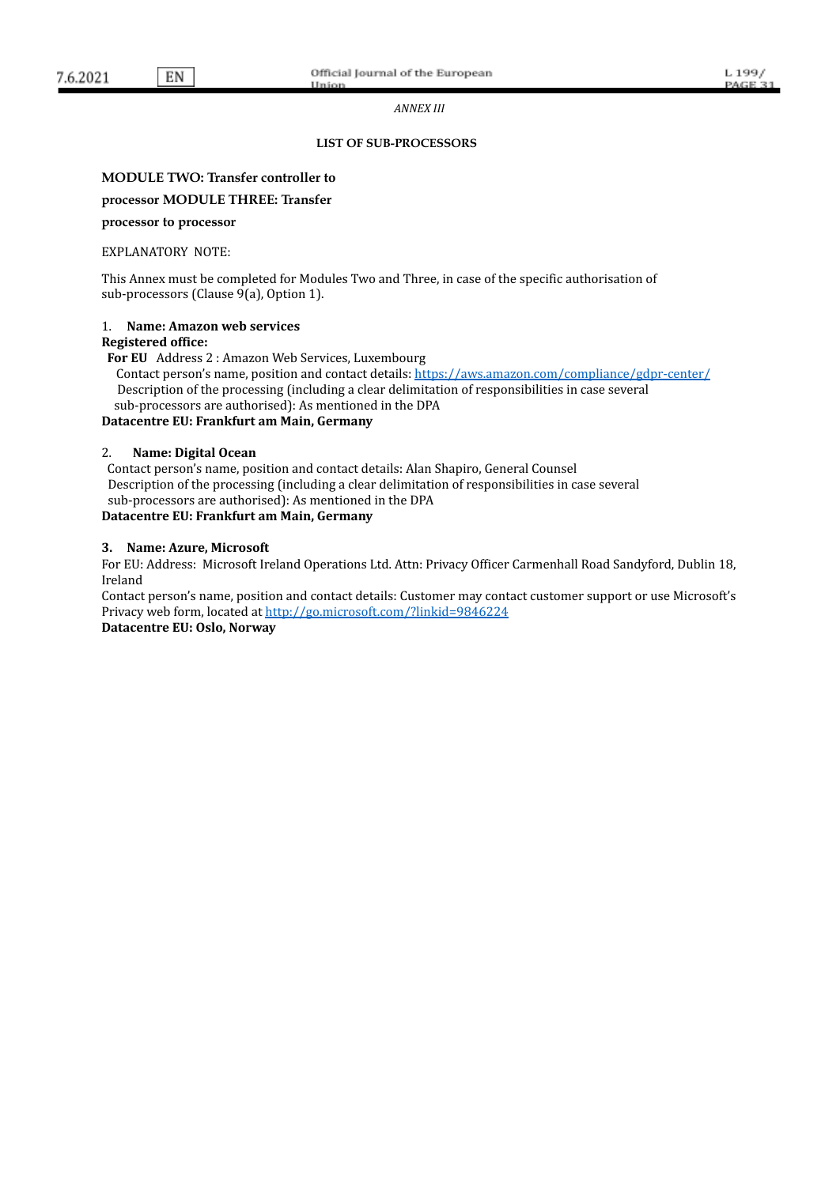*ANNEX III*

**LIST OF SUB-PROCESSORS**

**MODULE TWO: Transfer controller to processor MODULE THREE: Transfer processor to processor**

EXPLANATORY NOTE:

This Annex must be completed for Modules Two and Three, in case of the specific authorisation of sub-processors (Clause 9(a), Option 1).

1. **Name: Amazon web services**

**Registered office:**

**For EU** Address 2 : Amazon Web Services, Luxembourg

Contact person's name, position and contact details: https://aws.amazon.com/compliance/gdpr-center/

Description of the processing (including a clear delimitation of responsibilities in case several sub-processors are authorised): As mentioned in the DPA

**Datacentre EU: Frankfurt am Main, Germany**

2. **Name: Digital Ocean**

Contact person's name, position and contact details: Alan Shapiro, General Counsel

Description of the processing (including a clear delimitation of responsibilities in case several sub-processors are authorised): As mentioned in the DPA

**Datacentre EU: Frankfurt am Main, Germany**

**3. Name: Azure, Microsoft**

For EU: Address: Microsoft Ireland Operations Ltd. Attn: Privacy Officer Carmenhall Road Sandyford, Dublin 18, Ireland

Contact person's name, position and contact details: Customer may contact customer support or use Microsoft's Privacy web form, located at http://go.microsoft.com/?linkid=9846224

**Datacentre EU: Oslo, Norway**